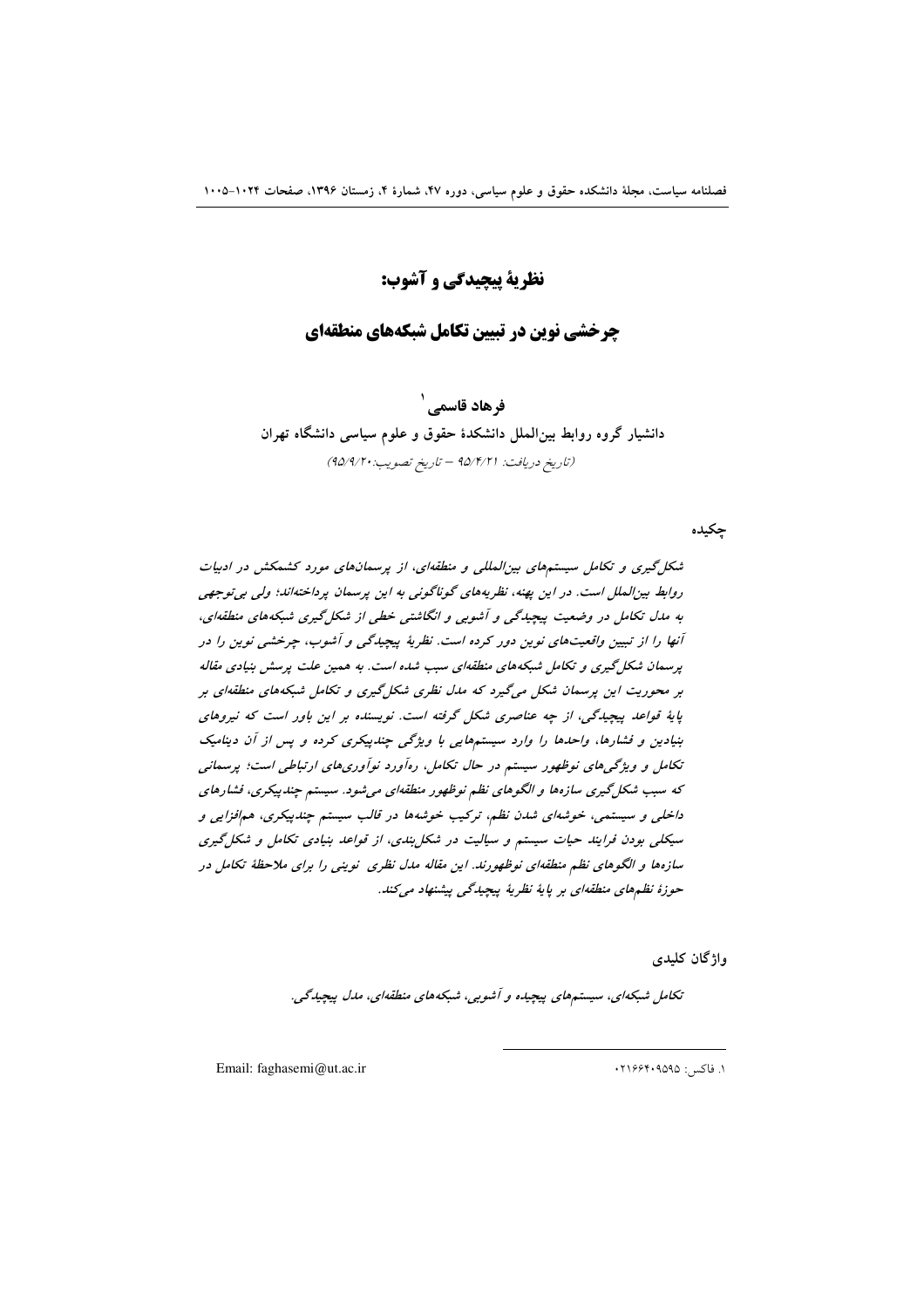# نظریهٔ پیچیدگی و آشوب:

## چرخشی نوین در تبیین تکامل شبکه‌های منطقه‌ای

**فرهاد قاسمی** [1]

دانشیار گروه روابط بین‌الملل دانشکدهٔ حقوق و علوم سیاسی دانشگاه تهران

*(تاریخ دریافت: ۹۵/۴/۲۱ – تاریخ تصویب: ۹۵/۹/۲۰)*

### چکیده

*شکل‌گیری و تکامل سیستم‌های بین‌المللی و منطقه‌ای، از پرسمان‌های مورد کشمکش در ادبیات روابط بین‌الملل است. در این پهنه، نظریه‌های گوناگونی به این پرسمان پرداخته‌اند؛ ولی بی‌توجهی به مدل تکامل در وضعیت پیچیدگی و آشوبی و انگاشتی خطی از شکل‌گیری شبکه‌های منطقه‌ای، آنها را از تبیین واقعیت‌های نوین دور کرده است. نظریهٔ پیچیدگی و آشوب، چرخشی نوین را در پرسمان شکل‌گیری و تکامل شبکه‌های منطقه‌ای سبب شده است. به همین علت پرسش بنیادی مقاله بر محوریت این پرسمان شکل می‌گیرد که مدل نظری شکل‌گیری و تکامل شبکه‌های منطقه‌ای بر پایهٔ قواعد پیچیدگی، از چه عناصری شکل گرفته است. نویسنده بر این باور است که نیروهای بنیادین و فشارها، واحدها را وارد سیستم‌هایی با ویژگی چندپیکری کرده و پس از آن دینامیک تکامل و ویژگی‌های نوظهور سیستم در حال تکامل، ره‌آورد نوآوری‌های ارتباطی است؛ پرسمانی که سبب شکل‌گیری سازه‌ها و الگوهای نظم نوظهور منطقه‌ای می‌شود. سیستم چندپیکری، فشارهای داخلی و سیستمی، خوشه‌ای شدن نظم، ترکیب خوشه‌ها در قالب سیستم چندپیکری، هم‌افزایی و سیکلی بودن فرایند حیات سیستم و سیالیت سیستم در شکل‌بندی، از قواعد بنیادی تکامل و شکل‌گیری سازه‌ها و الگوهای نظم منطقه‌ای نوظهورند. این مقاله مدل نظری نوینی را برای ملاحظهٔ تکامل در حوزهٔ نظم‌های منطقه‌ای بر پایهٔ نظریهٔ پیچیدگی پیشنهاد می‌کند.*

### واژگان کلیدی

*تکامل شبکه‌ای، سیستم‌های پیچیده و آشوبی، شبکه‌های منطقه‌ای، مدل پیچیدگی.*

---

۱. فاکس: ۰۲۱۶۶۴۰۹۵۹۵ — Email: faghasemi@ut.ac.ir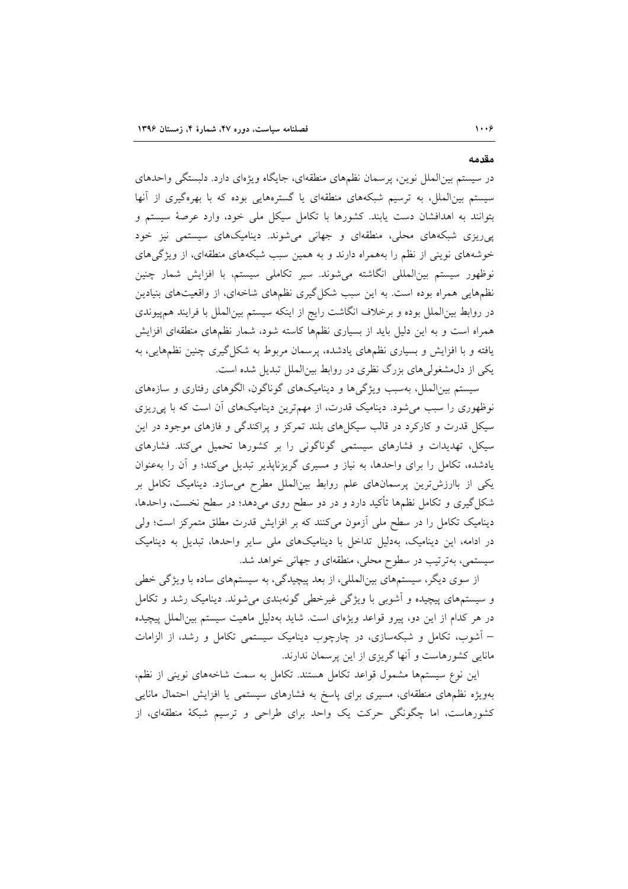## مقدمه

در سیستم بین‌الملل نوین، پرسمان نظم‌های منطقه‌ای، جایگاه ویژه‌ای دارد. دلبستگی واحدهای سیستم بین‌الملل، به ترسیم شبکه‌های منطقه‌ای یا گستره‌هایی بوده که با بهره‌گیری از آنها بتوانند به اهدافشان دست یابند. کشورها با تکامل سیکل ملی خود، وارد عرصهٔ سیستم و پی‌ریزی شبکه‌های محلی، منطقه‌ای و جهانی می‌شوند. دینامیک‌های سیستمی نیز خود خوشه‌هایی نوینی از نظم را به‌همراه دارند و به همین سبب شبکه‌های منطقه‌ای، از ویژگی‌های نوظهور سیستم بین‌المللی انگاشته می‌شوند. سیر تکاملی سیستم، با افزایش شمار چنین نظم‌هایی همراه بوده است. به این سبب شکل‌گیری نظم‌های شاخه‌ای، از واقعیت‌های بنیادین در روابط بین‌الملل بوده و برخلاف انگاشت رایج از اینکه سیستم بین‌الملل با فرایند هم‌پیوندی همراه است و به این دلیل باید از بسیاری نظم‌ها کاسته شود، شمار نظم‌های منطقه‌ای افزایش یافته و با افزایش و بسیاری نظم‌های یادشده، پرسمان مربوط به شکل‌گیری چنین نظم‌هایی، به یکی از دل‌مشغولی‌های بزرگ نظری در روابط بین‌الملل تبدیل شده است.

سیستم بین‌الملل، به‌سبب ویژگی‌ها و دینامیک‌های گوناگون، الگوهای رفتاری و سازه‌های نوظهوری را سبب می‌شود. دینامیک قدرت، از مهم‌ترین دینامیک‌های آن است که با پی‌ریزی سیکل قدرت و کارکرد در قالب سیکل‌های بلند تمرکز و پراکندگی و فازهای موجود در این سیکل، تهدیدات و فشارهای سیستمی گوناگونی را بر کشورها تحمیل می‌کند. فشارهای یادشده، تکامل را برای واحدها، به نیاز و مسیری گریزناپذیر تبدیل می‌کند؛ و آن را به‌عنوان یکی از باارزش‌ترین پرسمان‌های علم روابط بین‌الملل مطرح می‌سازد. دینامیک تکامل بر شکل‌گیری و تکامل نظم‌ها تأکید دارد و در دو سطح روی می‌دهد؛ در سطح نخست، واحدها، دینامیک تکامل را در سطح ملی آزمون می‌کنند که بر افزایش قدرت مطلق متمرکز است؛ ولی در ادامه، این دینامیک، به‌دلیل تداخل با دینامیک‌های ملی سایر واحدها، تبدیل به دینامیک سیستمی، به‌ترتیب در سطوح محلی، منطقه‌ای و جهانی خواهد شد.

از سوی دیگر، سیستم‌های بین‌المللی، از بعد پیچیدگی، به سیستم‌های ساده با ویژگی خطی و سیستم‌های پیچیده و آشوبی با ویژگی غیرخطی گونه‌بندی می‌شوند. دینامیک رشد و تکامل در هر کدام از این دو، پیرو قواعد ویژه‌ای است. شاید به‌دلیل ماهیت سیستم بین‌الملل پیچیده – آشوب، تکامل و شبکه‌سازی، در چارچوب دینامیک سیستمی تکامل و رشد، از الزامات مانایی کشورهاست و آنها گریزی از این پرسمان ندارند.

این نوع سیستم‌ها مشمول قواعد تکامل هستند. تکامل به سمت شاخه‌های نوینی از نظم، به‌ویژه نظم‌های منطقه‌ای، مسیری برای پاسخ به فشارهای سیستمی با افزایش احتمال مانایی کشورهاست، اما چگونگی حرکت یک واحد برای طراحی و ترسیم شبکهٔ منطقه‌ای، از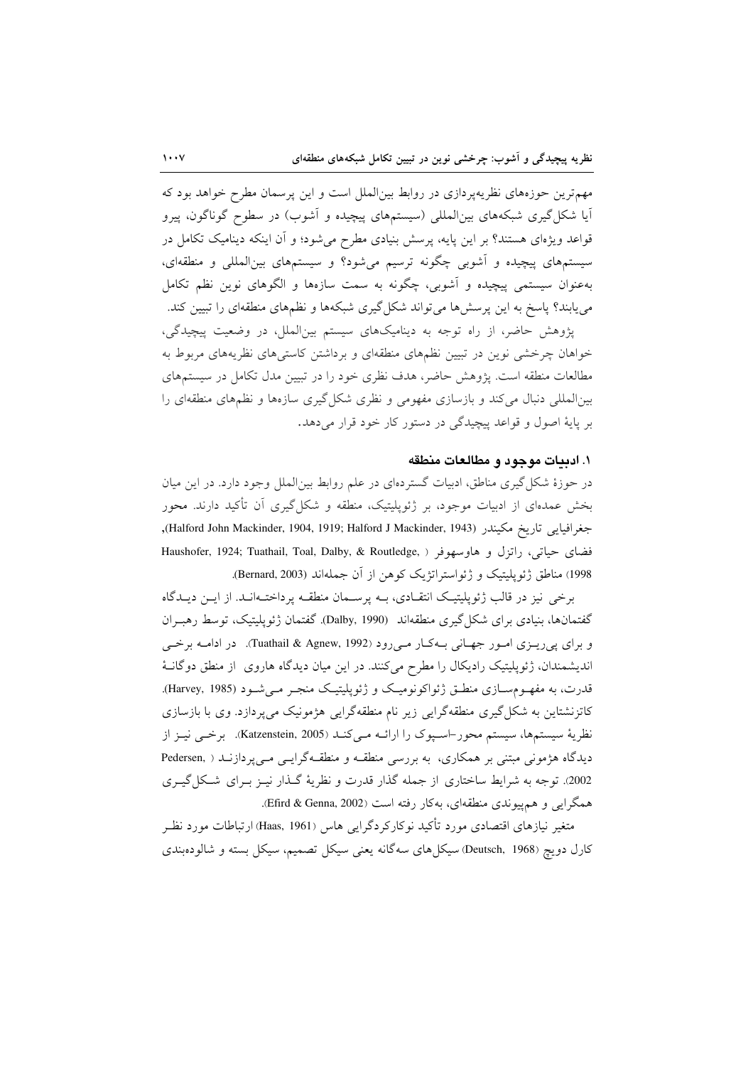مهم‌ترین حوزه‌های نظریه‌پردازی در روابط بین‌الملل است و این پرسمان مطرح خواهد بود که آیا شکل‌گیری شبکه‌های بین‌المللی (سیستم‌های پیچیده و آشوب) در سطوح گوناگون، پیرو قواعد ویژه‌ای هستند؟ بر این پایه، پرسش بنیادی مطرح می‌شود؛ و آن اینکه دینامیک تکامل در سیستم‌های پیچیده و آشوبی چگونه ترسیم می‌شود؟ و سیستم‌های بین‌المللی و منطقه‌ای، به‌عنوان سیستمی پیچیده و آشوبی، چگونه به سمت سازه‌ها و الگوهای نوین نظم تکامل می‌یابند؟ پاسخ به این پرسش‌ها می‌تواند شکل‌گیری شبکه‌ها و نظم‌های منطقه‌ای را تبیین کند.

پژوهش حاضر، از راه توجه به دینامیک‌های سیستم بین‌الملل، در وضعیت پیچیدگی، خواهان چرخشی نوین در تبیین نظم‌های منطقه‌ای و برداشتن کاستی‌های نظریه‌های مربوط به مطالعات منطقه است. پژوهش حاضر، هدف نظری خود را در تبیین مدل تکامل در سیستم‌های بین‌المللی دنبال می‌کند و بازسازی مفهومی و نظری شکل‌گیری سازه‌ها و نظم‌های منطقه‌ای را بر پایهٔ اصول و قواعد پیچیدگی در دستور کار خود قرار می‌دهد.

## ۱. ادبیات موجود و مطالعات منطقه

در حوزهٔ شکل‌گیری مناطق، ادبیات گسترده‌ای در علم روابط بین‌الملل وجود دارد. در این میان بخش عمده‌ای از ادبیات موجود، بر ژئوپلیتیک، منطقه و شکل‌گیری آن تأکید دارند. محور جغرافیایی تاریخ مکیندر (Halford John Mackinder, 1904, 1919; Halford J Mackinder, 1943)، فضای حیاتی، راتزل و هاوسهوفر (Haushofer, 1924; Tuathail, Toal, Dalby, & Routledge, 1998) مناطق ژئوپلیتیک و ژئواستراتژیک کوهن از آن جمله‌اند (Bernard, 2003).

برخی نیز در قالب ژئوپلیتیک انتقادی، به پرسمان منطقه پرداخته‌اند. از این دیدگاه گفتمان‌ها، بنیادی برای شکل‌گیری منطقه‌اند (Dalby, 1990). گفتمان ژئوپلیتیک، توسط رهبران و برای پی‌ریزی امور جهانی به‌کار می‌رود (Tuathail & Agnew, 1992). در ادامه برخی اندیشمندان، ژئوپلیتیک رادیکال را مطرح می‌کنند. در این میان دیدگاه هاروی از منطق دوگانهٔ قدرت، به مفهوم‌سازی منطق ژئواکونومیک و ژئوپلیتیک منجر می‌شود (Harvey, 1985). کاتزنشتاین به شکل‌گیری منطقه‌گرایی زیر نام منطقه‌گرایی هژمونیک می‌پردازد. وی با بازسازی نظریهٔ سیستم‌ها، سیستم محور–اسپوک را ارائه می‌کند (Katzenstein, 2005). برخی نیز از دیدگاه هژمونی مبتنی بر همکاری، به بررسی منطقه و منطقه‌گرایی می‌پردازند (Pedersen, 2002). توجه به شرایط ساختاری از جمله گذار قدرت و نظریهٔ گذار نیز برای شکل‌گیری همگرایی و هم‌پیوندی منطقه‌ای، به‌کار رفته است (Efird & Genna, 2002).

متغیر نیازهای اقتصادی مورد تأکید نوکارکردگرایی هاس (Haas, 1961) ارتباطات مورد نظر کارل دویچ (Deutsch, 1968) سیکل‌های سه‌گانه یعنی سیکل تصمیم، سیکل بسته و شالوده‌بندی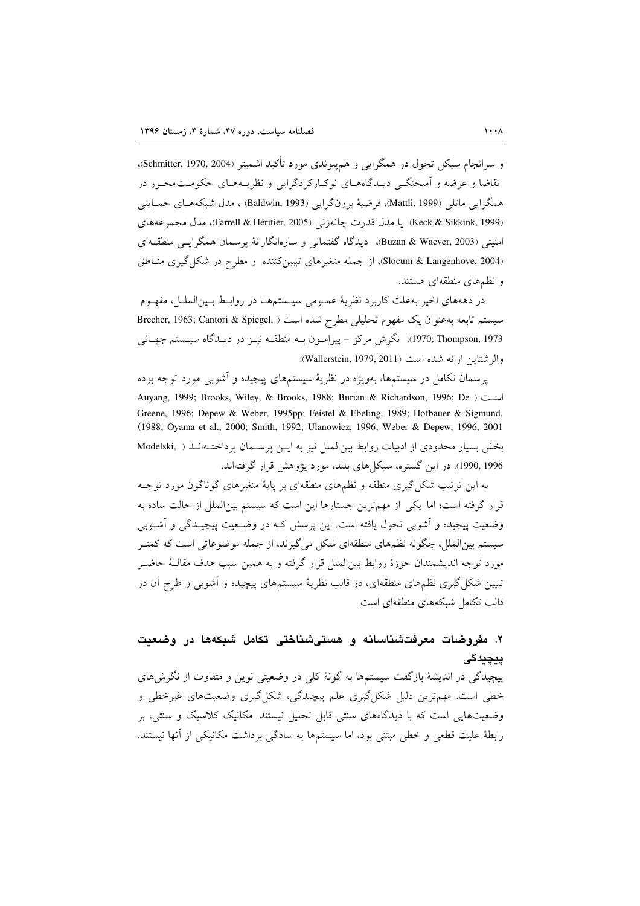و سرانجام سیکل تحول در همگرایی و هم‌پیوندی مورد تأکید اشمیتر (Schmitter, 1970, 2004)، تقاضا و عرضه و آمیختگی دیدگاه‌های نوکارکردگرایی و نظریه‌های حکومت‌محور در همگرایی ماتلی (Mattli, 1999)، فرضیهٔ برون‌گرایی (Baldwin, 1993) ، مدل شبکه‌های حمایتی (Keck & Sikkink, 1999) یا مدل قدرت چانه‌زنی (Farrell & Héritier, 2005)، مدل مجموعه‌های امنیتی (Buzan & Waever, 2003)، دیدگاه گفتمانی و سازه‌انگارانهٔ پرسمان همگرایی منطقه‌ای (Slocum & Langenhove, 2004)، از جمله متغیرهای تبیین‌کننده و مطرح در شکل‌گیری مناطق و نظم‌های منطقه‌ای هستند.

در دهه‌های اخیر به‌علت کاربرد نظریهٔ عمومی سیستم‌ها در روابط بین‌الملل، مفهوم سیستم تابعه به‌عنوان یک مفهوم تحلیلی مطرح شده است ( Brecher, 1963; Cantori & Spiegel, 1970; Thompson, 1973). نگرش مرکز – پیرامون به منطقه نیز در دیدگاه سیستم جهانی والرشتاین ارائه شده است (Wallerstein, 1979, 2011).

پرسمان تکامل در سیستم‌ها، به‌ویژه در نظریهٔ سیستم‌های پیچیده و آشوبی مورد توجه بوده است ( Auyang, 1999; Brooks, Wiley, & Brooks, 1988; Burian & Richardson, 1996; De Greene, 1996; Depew & Weber, 1995pp; Feistel & Ebeling, 1989; Hofbauer & Sigmund, 1988; Oyama et al., 2000; Smith, 1992; Ulanowicz, 1996; Weber & Depew, 1996, 2001). بخش بسیار محدودی از ادبیات روابط بین‌الملل نیز به این پرسمان پرداخته‌اند ( Modelski, 1990, 1996). در این گستره، سیکل‌های بلند، مورد پژوهش قرار گرفته‌اند.

به این ترتیب شکل‌گیری منطقه و نظم‌های منطقه‌ای بر پایهٔ متغیرهای گوناگون مورد توجه قرار گرفته است؛ اما یکی از مهم‌ترین جستارها این است که سیستم بین‌الملل از حالت ساده به وضعیت پیچیده و آشوبی تحول یافته است. این پرسش که در وضعیت پیچیدگی و آشوبی سیستم بین‌الملل، چگونه نظم‌های منطقه‌ای شکل می‌گیرند، از جمله موضوعاتی است که کمتر مورد توجه اندیشمندان حوزهٔ روابط بین‌الملل قرار گرفته و به همین سبب هدف مقالهٔ حاضر تبیین شکل‌گیری نظم‌های منطقه‌ای، در قالب نظریهٔ سیستم‌های پیچیده و آشوبی و طرح آن در قالب تکامل شبکه‌های منطقه‌ای است.

## ۲. مفروضات معرفت‌شناسانه و هستی‌شناختی تکامل شبکه‌ها در وضعیت پیچیدگی

پیچیدگی در اندیشهٔ بازگفت سیستم‌ها به گونهٔ کلی در وضعیتی نوین و متفاوت از نگرش‌های خطی است. مهم‌ترین دلیل شکل‌گیری علم پیچیدگی، شکل‌گیری وضعیت‌های غیرخطی و وضعیت‌هایی است که با دیدگاه‌های سنتی قابل تحلیل نیستند. مکانیک کلاسیک و سنتی، بر رابطهٔ علیت قطعی و خطی مبتنی بود، اما سیستم‌ها به سادگی برداشت مکانیکی از آنها نیستند.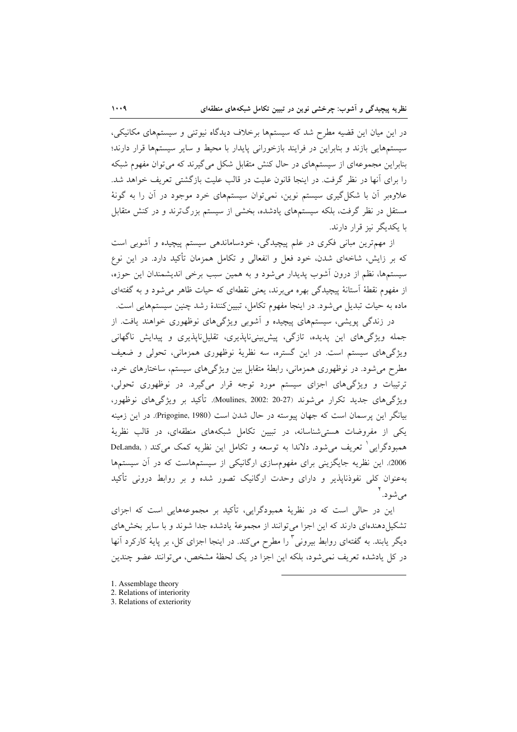در این میان این قضیه مطرح شد که سیستم‌ها برخلاف دیدگاه نیوتنی و سیستم‌های مکانیکی، سیستم‌هایی بازند و بنابراین در فرایند بازخورانی پایدار با محیط و سایر سیستم‌ها قرار دارند؛ بنابراین مجموعه‌ای از سیستم‌های در حال کنش متقابل شکل می‌گیرند که می‌توان مفهوم شبکه را برای آنها در نظر گرفت. در اینجا قانون علیت در قالب علیت بازگشتی تعریف خواهد شد. علاوه‌بر آن با شکل‌گیری سیستم نوین، نمی‌توان سیستم‌های خرد موجود در آن را به گونهٔ مستقل در نظر گرفت، بلکه سیستم‌های یادشده، بخشی از سیستم بزرگ‌ترند و در کنش متقابل با یکدیگر نیز قرار دارند.

از مهم‌ترین مبانی فکری در علم پیچیدگی، خودساماندهی سیستم پیچیده و آشوبی است که بر زایش، شاخه‌ای شدن، خود فعل و انفعالی و تکامل همزمان تأکید دارد. در این نوع سیستم‌ها، نظم از درون آشوب پدیدار می‌شود و به همین سبب برخی اندیشمندان این حوزه، از مفهوم نقطهٔ آستانهٔ پیچیدگی بهره می‌برند، یعنی نقطه‌ای که حیات ظاهر می‌شود و به گفته‌ای ماده به حیات تبدیل می‌شود. در اینجا مفهوم تکامل، تبیین‌کنندهٔ رشد چنین سیستم‌هایی است.

در زندگی پویشی، سیستم‌های پیچیده و آشوبی ویژگی‌های نوظهوری خواهند یافت. از جمله ویژگی‌های این پدیده، تازگی، پیش‌بینی‌ناپذیری، تقلیل‌ناپذیری و پیدایش ناگهانی ویژگی‌های سیستم است. در این گستره، سه نظریهٔ نوظهوری همزمانی، تحولی و ضعیف مطرح می‌شود. در نوظهوری همزمانی، رابطهٔ متقابل بین ویژگی‌های سیستم، ساختارهای خرد، ترتیبات و ویژگی‌های اجزای سیستم مورد توجه قرار می‌گیرد. در نوظهوری تحولی، ویژگی‌های جدید تکرار می‌شوند (Moulines, 2002: 20-27). تأکید بر ویژگی‌های نوظهور، بیانگر این پرسمان است که جهان پیوسته در حال شدن است (Prigogine, 1980). در این زمینه یکی از مفروضات هستی‌شناسانه، در تبیین تکامل شبکه‌های منطقه‌ای، در قالب نظریهٔ همبودگرایی[1] تعریف می‌شود. دلاندا به توسعه و تکامل این نظریه کمک می‌کند (DeLanda, 2006). این نظریه جایگزینی برای مفهوم‌سازی ارگانیکی از سیستم‌هاست که در آن سیستم‌ها به‌عنوان کلی نفوذناپذیر و دارای وحدت ارگانیک تصور شده و بر روابط درونی تأکید می‌شود.[2]

این در حالی است که در نظریهٔ همبودگرایی، تأکید بر مجموعه‌هایی است که اجزای تشکیل‌دهنده‌ای دارند که این اجزا می‌توانند از مجموعهٔ یادشده جدا شوند و با سایر بخش‌های دیگر پیوند یابند. به گفته‌ای روابط بیرونی[3] را مطرح می‌کند. در اینجا اجزای کل، بر پایهٔ کارکرد آنها در کل یادشده تعریف نمی‌شود، بلکه این اجزا در یک لحظهٔ مشخص، می‌توانند عضو چندین

---

1. Assemblage theory
2. Relations of interiority
3. Relations of exteriority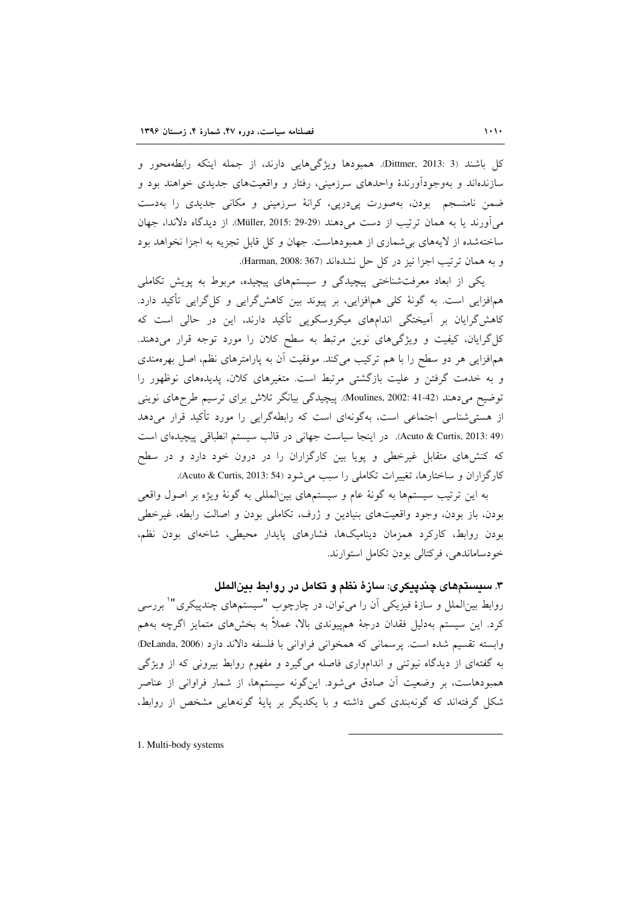کل باشند (Dittmer, 2013: 3). همبودها ویژگی‌هایی دارند، از جمله اینکه رابطه‌محور و سازنده‌اند و به‌وجودآورندهٔ واحدهای سرزمینی، رفتار و واقعیت‌های جدیدی خواهند بود و ضمن نامنسجم بودن، به‌صورت پی‌درپی، کرانهٔ سرزمینی و مکانی جدیدی را به‌دست می‌آورند یا به همان ترتیب از دست می‌دهند (Müller, 2015: 29-29). از دیدگاه دلاندا، جهان ساخته‌شده از لایه‌های بی‌شماری از همبودهاست. جهان و کل قابل تجزیه به اجزا نخواهد بود و به همان ترتیب اجزا نیز در کل حل نشده‌اند (Harman, 2008: 367).

یکی از ابعاد معرفت‌شناختی پیچیدگی و سیستم‌های پیچیده، مربوط به پویش تکاملی هم‌افزایی است. به گونهٔ کلی هم‌افزایی، بر پیوند بین کاهش‌گرایی و کل‌گرایی تأکید دارد. کاهش‌گرایان بر آمیختگی اندام‌های میکروسکوپی تأکید دارند، این در حالی است که کل‌گرایان، کیفیت و ویژگی‌های نوین مرتبط به سطح کلان را مورد توجه قرار می‌دهند. هم‌افزایی هر دو سطح را با هم ترکیب می‌کند. موفقیت آن به پارامترهای نظم، اصل بهره‌مندی و به خدمت گرفتن و علیت بازگشتی مرتبط است. متغیرهای کلان، پدیده‌های نوظهور را توضیح می‌دهند (Moulines, 2002: 41-42). پیچیدگی بیانگر تلاش برای ترسیم طرح‌های نوینی از هستی‌شناسی اجتماعی است، به‌گونه‌ای است که رابطه‌گرایی را مورد تأکید قرار می‌دهد (Acuto & Curtis, 2013: 49). در اینجا سیاست جهانی در قالب سیستم انطباقی پیچیده‌ای است که کنش‌های متقابل غیرخطی و پویا بین کارگزاران را در درون خود دارد و در سطح کارگزاران و ساختارها، تغییرات تکاملی را سبب می‌شود (Acuto & Curtis, 2013: 54).

به این ترتیب سیستم‌ها به گونهٔ عام و سیستم‌های بین‌المللی به گونهٔ ویژه بر اصول واقعی بودن، باز بودن، وجود واقعیت‌های بنیادین و ژرف، تکاملی بودن و اصالت رابطه، غیرخطی بودن روابط، کارکرد همزمان دینامیک‌ها، فشارهای پایدار محیطی، شاخه‌ای بودن نظم، خودساماندهی، فرکتالی بودن تکامل استوارند.

### ۳. سیستم‌های چندپیکری: سازهٔ نظم و تکامل در روابط بین‌الملل

روابط بین‌الملل و سازهٔ فیزیکی آن را می‌توان، در چارچوب "سیستم‌های چندپیکری"[1] بررسی کرد. این سیستم به‌دلیل فقدان درجهٔ هم‌پیوندی بالا، عملاً به بخش‌های متمایز اگرچه به‌هم وابسته تقسیم شده است. پرسمانی که همخوانی فراوانی با فلسفه دالاند دارد (DeLanda, 2006) به گفته‌ای از دیدگاه نیوتنی و اندام‌واری فاصله می‌گیرد و مفهوم روابط بیرونی که از ویژگی همبودهاست، بر وضعیت آن صادق می‌شود. این‌گونه سیستم‌ها، از شمار فراوانی از عناصر شکل گرفته‌اند که گونه‌بندی کمی داشته و با یکدیگر بر پایهٔ گونه‌هایی مشخص از روابط،

---

1. Multi-body systems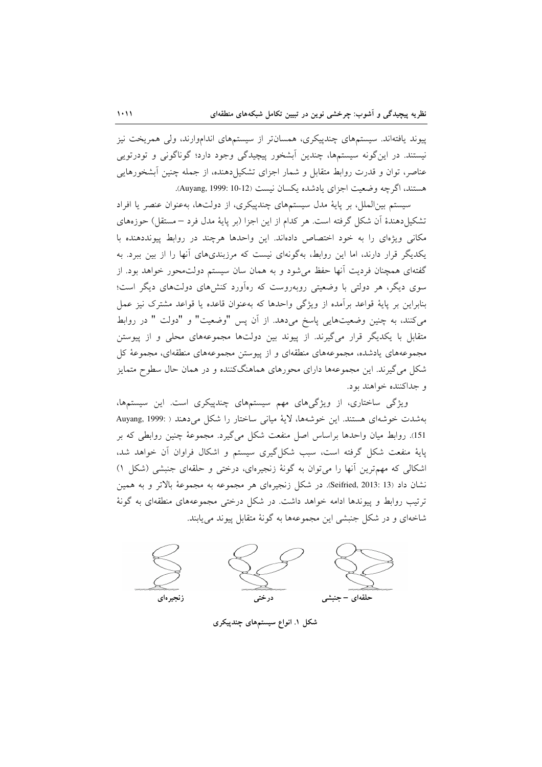پیوند یافته‌اند. سیستمهای چندپیکری، همسان‌تر از سیستمهای اندام‌وارند، ولی همریخت نیز نیستند. در این‌گونه سیستم‌ها، چندین آبشخور پیچیدگی وجود دارد؛ گوناگونی و تودرتویی عناصر، توان و قدرت روابط متقابل و شمار اجزای تشکیل‌دهنده، از جمله چنین آبشخورهایی هستند، اگرچه وضعیت اجزای یادشده یکسان نیست (Auyang, 1999: 10-12).

سیستم بین‌الملل، بر پایهٔ مدل سیستمهای چندپیکری، از دولت‌ها، به‌عنوان عنصر یا افراد تشکیل‌دهندهٔ آن شکل گرفته است. هر کدام از این اجزا (بر پایهٔ مدل فرد – مستقل) حوزه‌های مکانی ویژه‌ای را به خود اختصاص داده‌اند. این واحدها هرچند در روابط پیونددهنده با یکدیگر قرار دارند، اما این روابط، به‌گونه‌ای نیست که مرزبندی‌های آنها را از بین ببرد. به گفته‌ای همچنان فردیت آنها حفظ می‌شود و به همان سان سیستم دولت‌محور خواهد بود. از سوی دیگر، هر دولتی با وضعیتی روبه‌روست که ره‌آورد کنش‌های دولت‌های دیگر است؛ بنابراین بر پایهٔ قواعد برآمده از ویژگی واحدها که به‌عنوان قاعده یا قواعد مشترک نیز عمل می‌کنند، به چنین وضعیت‌هایی پاسخ می‌دهد. از آن پس "وضعیت" و "دولت " در روابط متقابل با یکدیگر قرار می‌گیرند. از پیوند بین دولت‌ها مجموعه‌های محلی و از پیوستن مجموعه‌های یادشده، مجموعه‌های منطقه‌ای و از پیوستن مجموعه‌های منطقه‌ای، مجموعهٔ کل شکل می‌گیرند. این مجموعه‌ها دارای محورهای هماهنگ‌کننده و در همان حال سطوح متمایز و جداکننده خواهند بود.

ویژگی ساختاری، از ویژگی‌های مهم سیستمهای چندپیکری است. این سیستم‌ها، به‌شدت خوشه‌ای هستند. این خوشه‌ها، لایهٔ میانی ساختار را شکل می‌دهند (Auyang, 1999: 151). روابط میان واحدها براساس اصل منفعت شکل می‌گیرد. مجموعهٔ چنین روابطی که بر پایهٔ منفعت شکل گرفته است، سبب شکل‌گیری سیستم و اشکال فراوان آن خواهد شد، اشکالی که مهم‌ترین آنها را می‌توان به گونهٔ زنجیره‌ای، درختی و حلقه‌ای جنبشی (شکل ۱) نشان داد (Seifried, 2013: 13). در شکل زنجیره‌ای هر مجموعه به مجموعهٔ بالاتر و به همین ترتیب روابط و پیوندها ادامه خواهد داشت. در شکل درختی مجموعه‌های منطقه‌ای به گونهٔ شاخه‌ای و در شکل جنبشی این مجموعه‌ها به گونهٔ متقابل پیوند می‌یابند.

زنجیره‌ای — درختی — حلقه‌ای – جنبشی

**شکل ۱. انواع سیستمهای چندپیکری**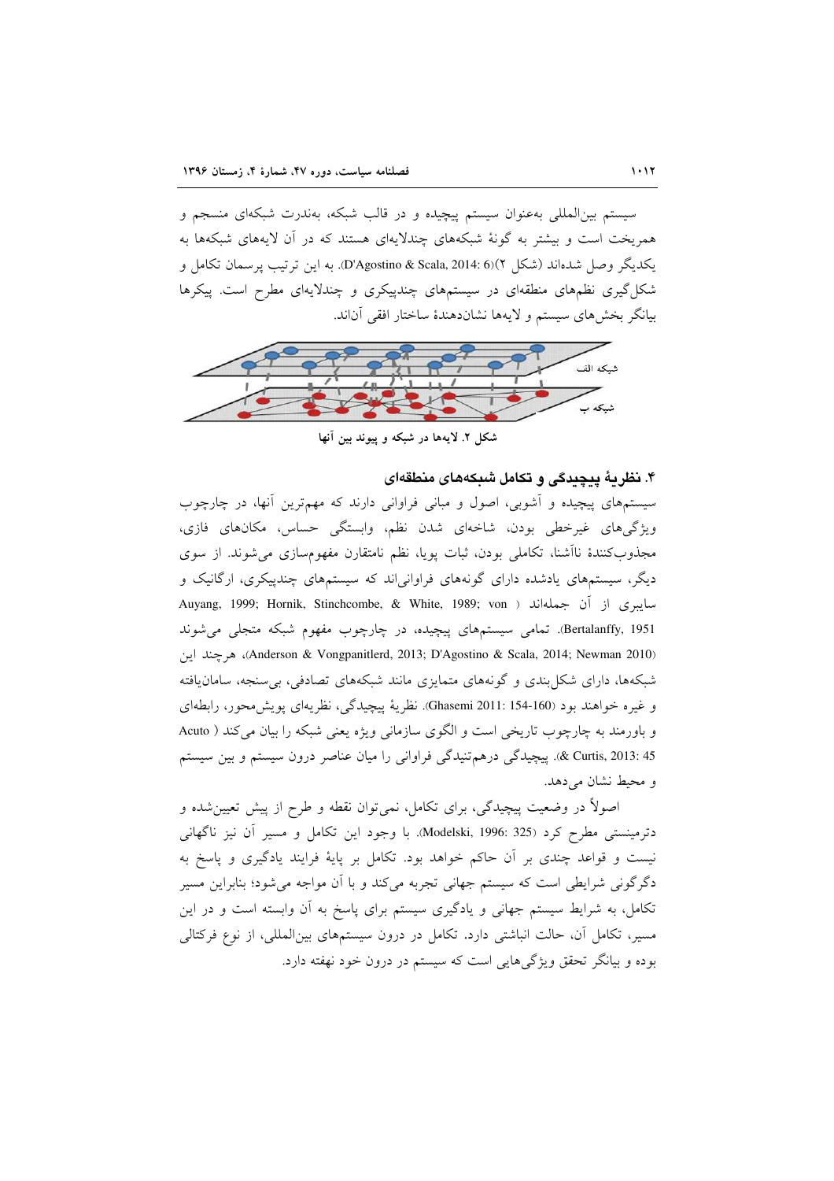سیستم بین‌المللی به‌عنوان سیستم پیچیده و در قالب شبکه، به‌ندرت شبکه‌ای منسجم و همریخت است و بیشتر به گونهٔ شبکه‌های چندلایه‌ای هستند که در آن لایه‌های شبکه‌ها به یکدیگر وصل شده‌اند (شکل ۲)(D'Agostino & Scala, 2014: 6). به این ترتیب پرسمان تکامل و شکل‌گیری نظم‌های منطقه‌ای در سیستم‌های چندپیکری و چندلایه‌ای مطرح است. پیکرها بیانگر بخش‌های سیستم و لایه‌ها نشان‌دهندهٔ ساختار افقی آن‌اند.

شبکه الف

شبکه ب

شکل ۲. لایه‌ها در شبکه و پیوند بین آنها

## ۴. نظریهٔ پیچیدگی و تکامل شبکه‌های منطقه‌ای

سیستم‌های پیچیده و آشوبی، اصول و مبانی فراوانی دارند که مهم‌ترین آنها، در چارچوب ویژگی‌های غیرخطی بودن، شاخه‌ای شدن نظم، وابستگی حساس، مکان‌های فازی، مجذوب‌کنندهٔ ناآشنا، تکاملی بودن، ثبات پویا، نظم نامتقارن مفهوم‌سازی می‌شوند. از سوی دیگر، سیستم‌های یادشده دارای گونه‌های فراوانی‌اند که سیستم‌های چندپیکری، ارگانیک و سایبری از آن جمله‌اند (Auyang, 1999; Hornik, Stinchcombe, & White, 1989; von Bertalanffy, 1951). تمامی سیستم‌های پیچیده، در چارچوب مفهوم شبکه متجلی می‌شوند (Anderson & Vongpanitlerd, 2013; D'Agostino & Scala, 2014; Newman 2010)، هرچند این شبکه‌ها، دارای شکل‌بندی و گونه‌های متمایزی مانند شبکه‌های تصادفی، بی‌سنجه، سامان‌یافته و غیره خواهند بود (Ghasemi 2011: 154-160). نظریهٔ پیچیدگی، نظریه‌ای پویش‌محور، رابطه‌ای و باورمند به چارچوب تاریخی است و الگوی سازمانی ویژه یعنی شبکه را بیان می‌کند (Acuto & Curtis, 2013: 45). پیچیدگی درهم‌تنیدگی فراوانی را میان عناصر درون سیستم و بین سیستم و محیط نشان می‌دهد.

اصولاً در وضعیت پیچیدگی، برای تکامل، نمی‌توان نقطه و طرح از پیش تعیین‌شده و دترمینستی مطرح کرد (Modelski, 1996: 325). با وجود این تکامل و مسیر آن نیز ناگهانی نیست و قواعد چندی بر آن حاکم خواهد بود. تکامل بر پایهٔ فرایند یادگیری و پاسخ به دگرگونی شرایطی است که سیستم جهانی تجربه می‌کند و با آن مواجه می‌شود؛ بنابراین مسیر تکامل، به شرایط سیستم جهانی و یادگیری سیستم برای پاسخ به آن وابسته است و در این مسیر، تکامل آن، حالت انباشتی دارد. تکامل در درون سیستم‌های بین‌المللی، از نوع فرکتالی بوده و بیانگر تحقق ویژگی‌هایی است که سیستم در درون خود نهفته دارد.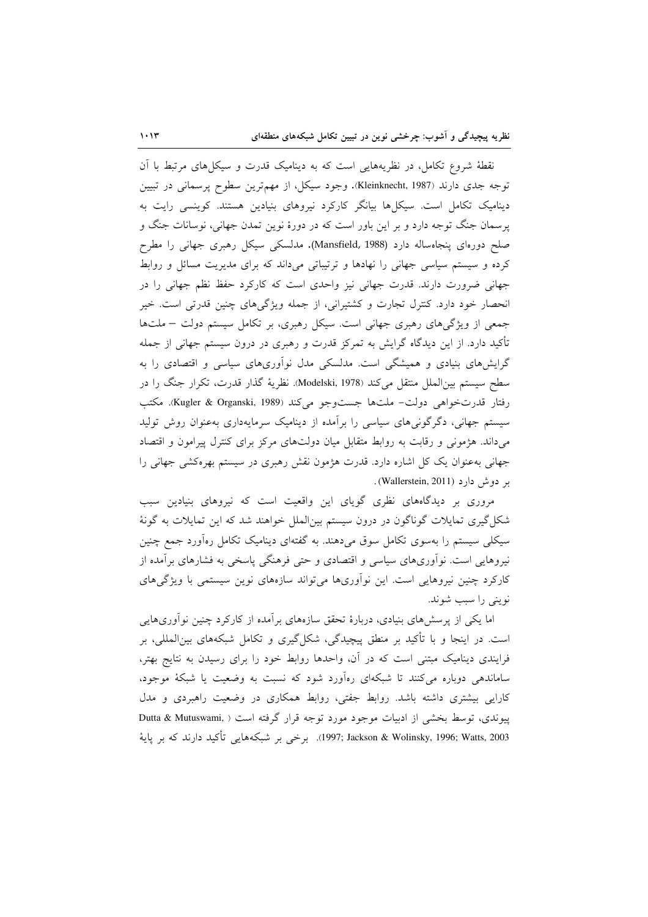نقطهٔ شروع تکامل، در نظریه‌هایی است که به دینامیک قدرت و سیکل‌های مرتبط با آن توجه جدی دارند (Kleinknecht, 1987). وجود سیکل، از مهم‌ترین سطوح پرسمانی در تبیین دینامیک تکامل است. سیکل‌ها بیانگر کارکرد نیروهای بنیادین هستند. کوینسی رایت به پرسمان جنگ توجه دارد و بر این باور است که در دورهٔ نوین تمدن جهانی، نوسانات جنگ و صلح دوره‌ای پنجاه‌ساله دارد (Mansfield, 1988). مدلسکی سیکل رهبری جهانی را مطرح کرده و سیستم سیاسی جهانی را نهادها و ترتیباتی می‌داند که برای مدیریت مسائل و روابط جهانی ضرورت دارند. قدرت جهانی نیز واحدی است که کارکرد حفظ نظم جهانی را در انحصار خود دارد. کنترل تجارت و کشتیرانی، از جمله ویژگی‌های چنین قدرتی است. خیر جمعی از ویژگی‌های رهبری جهانی است. سیکل رهبری، بر تکامل سیستم دولت – ملت‌ها تأکید دارد. از این دیدگاه گرایش به تمرکز قدرت و رهبری در درون سیستم جهانی از جمله گرایش‌های بنیادی و همیشگی است. مدلسکی مدل نوآوری‌های سیاسی و اقتصادی را به سطح سیستم بین‌الملل منتقل می‌کند (Modelski, 1978). نظریهٔ گذار قدرت، تکرار جنگ را در رفتار قدرت‌خواهی دولت- ملت‌ها جست‌وجو می‌کند (Kugler & Organski, 1989). مکتب سیستم جهانی، دگرگونی‌های سیاسی را برآمده از دینامیک سرمایه‌داری به‌عنوان روش تولید می‌داند. هژمونی و رقابت به روابط متقابل میان دولت‌های مرکز برای کنترل پیرامون و اقتصاد جهانی به‌عنوان یک کل اشاره دارد. قدرت هژمون نقش رهبری در سیستم بهره‌کشی جهانی را بر دوش دارد (Wallerstein, 2011).

مروری بر دیدگاه‌های نظری گویای این واقعیت است که نیروهای بنیادین سبب شکل‌گیری تمایلات گوناگون در درون سیستم بین‌الملل خواهند شد که این تمایلات به گونهٔ سیکلی سیستم را به‌سوی تکامل سوق می‌دهند. به گفته‌ای دینامیک تکامل رهآورد جمع چنین نیروهایی است. نوآوری‌های سیاسی و اقتصادی و حتی فرهنگی پاسخی به فشارهای برآمده از کارکرد چنین نیروهایی است. این نوآوری‌ها می‌تواند سازه‌های نوین سیستمی با ویژگی‌های نوینی را سبب شوند.

اما یکی از پرسش‌های بنیادی، دربارهٔ تحقق سازه‌های برآمده از کارکرد چنین نوآوری‌هایی است. در اینجا و با تأکید بر منطق پیچیدگی، شکل‌گیری و تکامل شبکه‌های بین‌المللی، بر فرایندی دینامیک مبتنی است که در آن، واحدها روابط خود را برای رسیدن به نتایج بهتر، ساماندهی دوباره می‌کنند تا شبکه‌ای رهآورد شود که نسبت به وضعیت یا شبکهٔ موجود، کارایی بیشتری داشته باشد. روابط جفتی، روابط همکاری در وضعیت راهبردی و مدل پیوندی، توسط بخشی از ادبیات موجود مورد توجه قرار گرفته است ( Dutta & Mutuswami, 1997; Jackson & Wolinsky, 1996; Watts, 2003). برخی بر شبکه‌هایی تأکید دارند که بر پایهٔ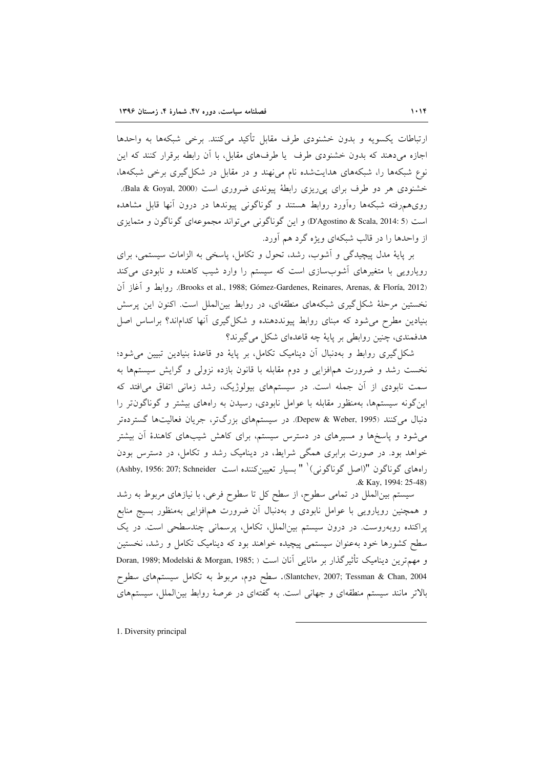ارتباطات یکسویه و بدون خشنودی طرف مقابل تأکید می‌کنند. برخی شبکه‌ها به واحدها اجازه می‌دهند که بدون خشنودی طرف یا طرف‌های مقابل، با آن رابطه برقرار کنند که این نوع شبکه‌ها را، شبکه‌های هدایت‌شده نام می‌نهند و در مقابل در شکل‌گیری برخی شبکه‌ها، خشنودی هر دو طرف برای پی‌ریزی رابطهٔ پیوندی ضروری است (Bala & Goyal, 2000). روی‌هم‌رفته شبکه‌ها ره‌آورد روابط هستند و گوناگونی پیوندها در درون آنها قابل مشاهده است (D'Agostino & Scala, 2014: 5) و این گوناگونی می‌تواند مجموعه‌ای گوناگون و متمایزی از واحدها را در قالب شبکه‌ای ویژه گرد هم آورد.

بر پایهٔ مدل پیچیدگی و آشوب، رشد، تحول و تکامل، پاسخی به الزامات سیستمی، برای رویارویی با متغیرهای آشوب‌سازی است که سیستم را وارد شیب کاهنده و نابودی می‌کند (Brooks et al., 1988; Gómez-Gardenes, Reinares, Arenas, & Floría, 2012). روابط و آغاز آن نخستین مرحلهٔ شکل‌گیری شبکه‌های منطقه‌ای، در روابط بین‌الملل است. اکنون این پرسش بنیادین مطرح می‌شود که مبنای روابط پیونددهنده و شکل‌گیری آنها کدام‌اند؟ براساس اصل هدفمندی، چنین روابطی بر پایهٔ چه قاعده‌ای شکل می‌گیرند؟

شکل‌گیری روابط و به‌دنبال آن دینامیک تکامل، بر پایهٔ دو قاعدهٔ بنیادین تبیین می‌شود؛ نخست رشد و ضرورت هم‌افزایی و دوم مقابله با قانون بازده نزولی و گرایش سیستم‌ها به سمت نابودی از آن جمله است. در سیستم‌های بیولوژیک، رشد زمانی اتفاق می‌افتد که این‌گونه سیستم‌ها، به‌منظور مقابله با عوامل نابودی، رسیدن به راه‌های بیشتر و گوناگون‌تر را دنبال می‌کنند (Depew & Weber, 1995). در سیستم‌های بزرگ‌تر، جریان فعالیت‌ها گسترده‌تر می‌شود و پاسخ‌ها و مسیرهای در دسترس سیستم، برای کاهش شیب‌های کاهندهٔ آن بیشتر خواهد بود. در صورت برابری همگی شرایط، در دینامیک رشد و تکامل، در دسترس بودن راه‌های گوناگون "(اصل گوناگونی)[1] " بسیار تعیین‌کننده است (Ashby, 1956: 207; Schneider & Kay, 1994: 25-48).

سیستم بین‌الملل در تمامی سطوح، از سطح کل تا سطوح فرعی، با نیازهای مربوط به رشد و همچنین رویارویی با عوامل نابودی و به‌دنبال آن ضرورت هم‌افزایی به‌منظور بسیج منابع پراکنده روبه‌روست. در درون سیستم بین‌الملل، تکامل، پرسمانی چندسطحی است. در یک سطح کشورها خود به‌عنوان سیستمی پیچیده خواهند بود که دینامیک تکامل و رشد، نخستین و مهم‌ترین دینامیک تأثیرگذار بر مانایی آنان است (Doran, 1989; Modelski & Morgan, 1985; Slantchev, 2007; Tessman & Chan, 2004). سطح دوم، مربوط به تکامل سیستم‌های سطوح بالاتر مانند سیستم منطقه‌ای و جهانی است. به گفته‌ای در عرصهٔ روابط بین‌الملل، سیستم‌های

---

1. Diversity principal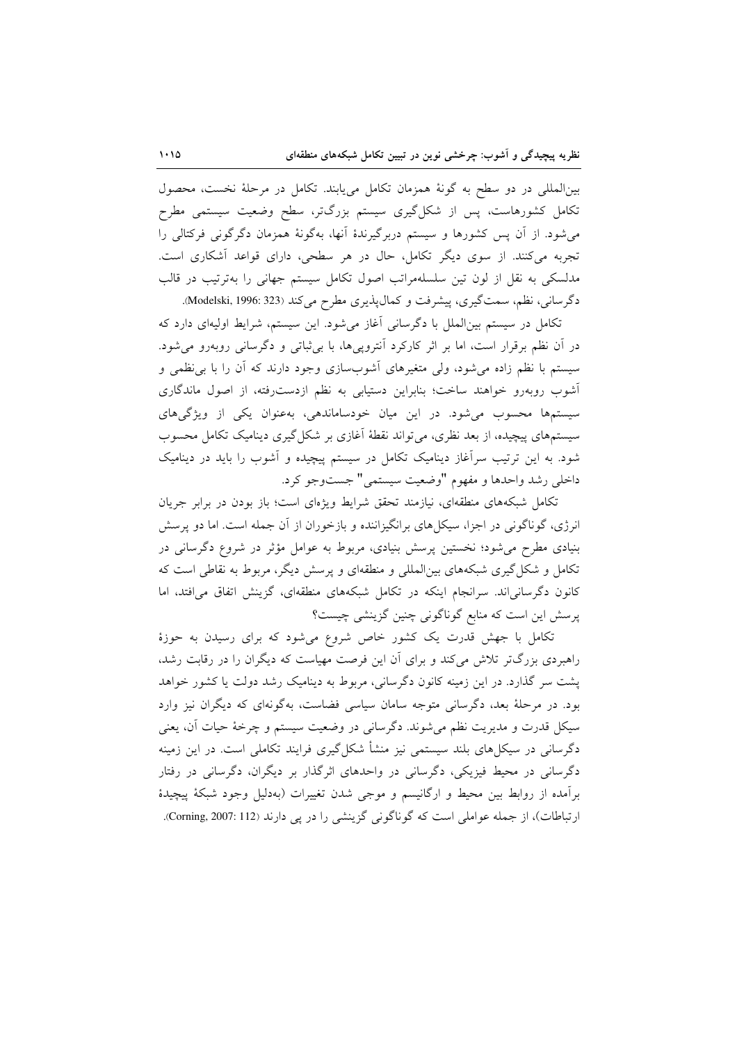بین‌المللی در دو سطح به گونهٔ همزمان تکامل می‌یابند. تکامل در مرحلهٔ نخست، محصول تکامل کشورهاست، پس از شکل‌گیری سیستم بزرگ‌تر، سطح وضعیت سیستمی مطرح می‌شود. از آن پس کشورها و سیستم دربرگیرندهٔ آنها، به‌گونهٔ همزمان دگرگونی فرکتالی را تجربه می‌کنند. از سوی دیگر تکامل، حال در هر سطحی، دارای قواعد آشکاری است. مدلسکی به نقل از لون تین سلسله‌مراتب اصول تکامل سیستم جهانی را به‌ترتیب در قالب دگرسانی، نظم، سمت‌گیری، پیشرفت و کمال‌پذیری مطرح می‌کند (Modelski, 1996: 323).

تکامل در سیستم بین‌الملل با دگرسانی آغاز می‌شود. این سیستم، شرایط اولیه‌ای دارد که در آن نظم برقرار است، اما بر اثر کارکرد آنتروپی‌ها، با بی‌ثباتی و دگرسانی روبه‌رو می‌شود. سیستم با نظم زاده می‌شود، ولی متغیرهای آشوب‌سازی وجود دارند که آن را با بی‌نظمی و آشوب روبه‌رو خواهند ساخت؛ بنابراین دستیابی به نظم ازدست‌رفته، از اصول ماندگاری سیستم‌ها محسوب می‌شود. در این میان خودساماندهی، به‌عنوان یکی از ویژگی‌های سیستم‌های پیچیده، از بعد نظری، می‌تواند نقطهٔ آغازی بر شکل‌گیری دینامیک تکامل محسوب شود. به این ترتیب سرآغاز دینامیک تکامل در سیستم پیچیده و آشوب را باید در دینامیک داخلی رشد واحدها و مفهوم "وضعیت سیستمی" جست‌وجو کرد.

تکامل شبکه‌های منطقه‌ای، نیازمند تحقق شرایط ویژه‌ای است؛ باز بودن در برابر جریان انرژی، گوناگونی در اجزا، سیکل‌های برانگیزاننده و بازخوران از آن جمله است. اما دو پرسش بنیادی مطرح می‌شود؛ نخستین پرسش بنیادی، مربوط به عوامل مؤثر در شروع دگرسانی در تکامل و شکل‌گیری شبکه‌های بین‌المللی و منطقه‌ای و پرسش دیگر، مربوط به نقاطی است که کانون دگرسانی‌اند. سرانجام اینکه در تکامل شبکه‌های منطقه‌ای، گزینش اتفاق می‌افتد، اما پرسش این است که منابع گوناگونی چنین گزینشی چیست؟

تکامل با جهش قدرت یک کشور خاص شروع می‌شود که برای رسیدن به حوزهٔ راهبردی بزرگ‌تر تلاش می‌کند و برای آن این فرصت مهیاست که دیگران را در رقابت رشد، پشت سر گذارد. در این زمینه کانون دگرسانی، مربوط به دینامیک رشد دولت یا کشور خواهد بود. در مرحلهٔ بعد، دگرسانی متوجه سامان سیاسی فضاست، به‌گونه‌ای که دیگران نیز وارد سیکل قدرت و مدیریت نظم می‌شوند. دگرسانی در وضعیت سیستم و چرخهٔ حیات آن، یعنی دگرسانی در سیکل‌های بلند سیستمی نیز منشأ شکل‌گیری فرایند تکاملی است. در این زمینه دگرسانی در محیط فیزیکی، دگرسانی در واحدهای اثرگذار بر دیگران، دگرسانی در رفتار برآمده از روابط بین محیط و ارگانیسم و موجی شدن تغییرات (به‌دلیل وجود شبکهٔ پیچیدهٔ ارتباطات)، از جمله عواملی است که گوناگونی گزینشی را در پی دارند (Corning, 2007: 112).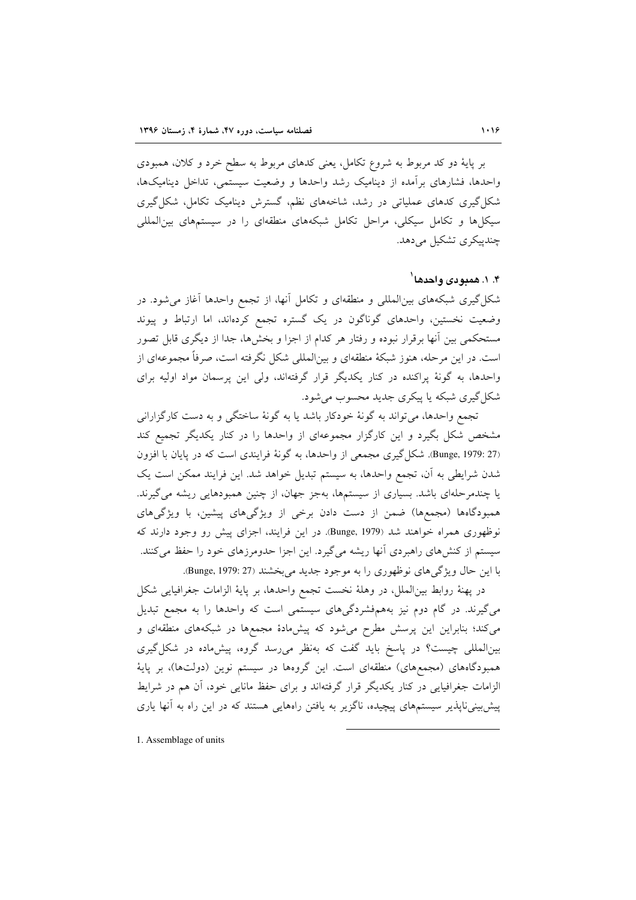بر پایهٔ دو کد مربوط به شروع تکامل، یعنی کدهای مربوط به سطح خرد و کلان، همبودی واحدها، فشارهای برآمده از دینامیک رشد واحدها و وضعیت سیستمی، تداخل دینامیک‌ها، شکل‌گیری کدهای عملیاتی در رشد، شاخه‌های نظم، گسترش دینامیک تکامل، شکل‌گیری سیکل‌ها و تکامل سیکلی، مراحل تکامل شبکه‌های منطقه‌ای را در سیستم‌های بین‌المللی چندپیکری تشکیل می‌دهد.

### ۴. ۱. همبودی واحدها[1]

شکل‌گیری شبکه‌های بین‌المللی و منطقه‌ای و تکامل آنها، از تجمع واحدها آغاز می‌شود. در وضعیت نخستین، واحدهای گوناگون در یک گستره تجمع کرده‌اند، اما ارتباط و پیوند مستحکمی بین آنها برقرار نبوده و رفتار هر کدام از اجزا و بخش‌ها، جدا از دیگری قابل تصور است. در این مرحله، هنوز شبکهٔ منطقه‌ای و بین‌المللی شکل نگرفته است، صرفاً مجموعه‌ای از واحدها، به گونهٔ پراکنده در کنار یکدیگر قرار گرفته‌اند، ولی این پرسمان مواد اولیه برای شکل‌گیری شبکه یا پیکری جدید محسوب می‌شود.

تجمع واحدها، می‌تواند به گونهٔ خودکار باشد یا به گونهٔ ساختگی و به دست کارگزارانی مشخص شکل بگیرد و این کارگزار مجموعه‌ای از واحدها را در کنار یکدیگر تجمیع کند (Bunge, 1979: 27). شکل‌گیری مجمعی از واحدها، به گونهٔ فرایندی است که در پایان با افزون شدن شرایطی به آن، تجمع واحدها، به سیستم تبدیل خواهد شد. این فرایند ممکن است یک یا چندمرحله‌ای باشد. بسیاری از سیستم‌ها، به‌جز جهان، از چنین همبودهایی ریشه می‌گیرند. همبودگاه‌ها (مجمع‌ها) ضمن از دست دادن برخی از ویژگی‌های پیشین، با ویژگی‌های نوظهوری همراه خواهند شد (Bunge, 1979). در این فرایند، اجزای پیش رو وجود دارند که سیستم از کنش‌های راهبردی آنها ریشه می‌گیرد. این اجزا حدومرزهای خود را حفظ می‌کنند. با این حال ویژگی‌های نوظهوری را به موجود جدید می‌بخشند (Bunge, 1979: 27).

در پهنهٔ روابط بین‌الملل، در وهلهٔ نخست تجمع واحدها، بر پایهٔ الزامات جغرافیایی شکل می‌گیرند. در گام دوم نیز به‌هم‌فشردگی‌های سیستمی است که واحدها را به مجمع تبدیل می‌کند؛ بنابراین این پرسش مطرح می‌شود که پیش‌مادهٔ مجمع‌ها در شبکه‌های منطقه‌ای و بین‌المللی چیست؟ در پاسخ باید گفت که به‌نظر می‌رسد گروه، پیش‌ماده در شکل‌گیری همبودگاه‌های (مجمع‌های) منطقه‌ای است. این گروه‌ها در سیستم نوین (دولت‌ها)، بر پایهٔ الزامات جغرافیایی در کنار یکدیگر قرار گرفته‌اند و برای حفظ مانایی خود، آن هم در شرایط پیش‌بینی‌ناپذیر سیستم‌های پیچیده، ناگزیر به یافتن راه‌هایی هستند که در این راه به آنها یاری

---

1. Assemblage of units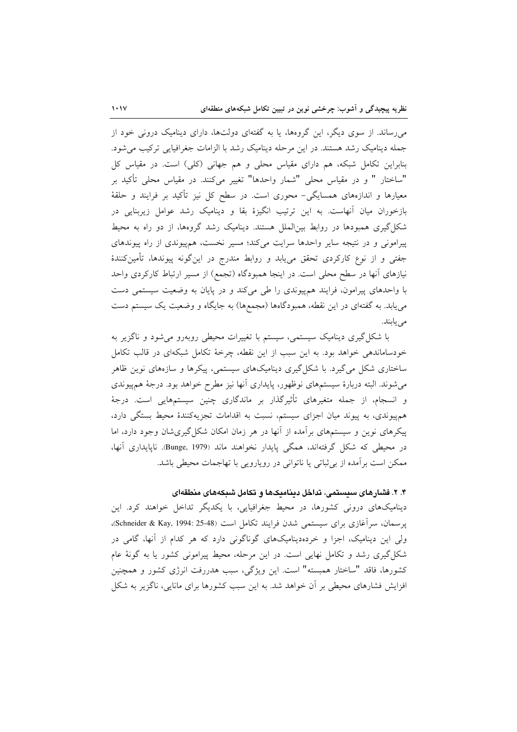می‌رساند. از سوی دیگر، این گروه‌ها، یا به گفته‌ای دولت‌ها، دارای دینامیک درونی خود از جمله دینامیک رشد هستند. در این مرحله دینامیک رشد با الزامات جغرافیایی ترکیب می‌شود. بنابراین تکامل شبکه، هم دارای مقیاس محلی و هم جهانی (کلی) است. در مقیاس کل "ساختار " و در مقیاس محلی "شمار واحدها" تغییر می‌کنند. در مقیاس محلی تأکید بر معیارها و اندازه‌های همسایگی- محوری است. در سطح کل نیز تأکید بر فرایند و حلقهٔ بازخوران میان آنهاست. به این ترتیب انگیزهٔ بقا و دینامیک رشد عوامل زیربنایی در شکل‌گیری همبودها در روابط بین‌الملل هستند. دینامیک رشد گروه‌ها، از دو راه به محیط پیرامونی و در نتیجه سایر واحدها سرایت می‌کند؛ مسیر نخست، هم‌پیوندی از راه پیوندهای جفتی و از نوع کارکردی تحقق می‌یابد و روابط مندرج در این‌گونه پیوندها، تأمین‌کنندهٔ نیازهای آنها در سطح محلی است. در اینجا همبودگاه (تجمع) از مسیر ارتباط کارکردی واحد با واحدهای پیرامون، فرایند هم‌پیوندی را طی می‌کند و در پایان به وضعیت سیستمی دست می‌یابد. به گفته‌ای در این نقطه، همبودگاه‌ها (مجمع‌ها) به جایگاه و وضعیت یک سیستم دست می‌یابند.

با شکل‌گیری دینامیک سیستمی، سیستم با تغییرات محیطی روبه‌رو می‌شود و ناگزیر به خودساماندهی خواهد بود. به این سبب از این نقطه، چرخهٔ تکامل شبکه‌ای در قالب تکامل ساختاری شکل می‌گیرد. با شکل‌گیری دینامیک‌های سیستمی، پیکرها و سازه‌های نوین ظاهر می‌شوند. البته دربارهٔ سیستم‌های نوظهور، پایداری آنها نیز مطرح خواهد بود. درجهٔ هم‌پیوندی و انسجام، از جمله متغیرهای تأثیرگذار بر ماندگاری چنین سیستم‌هایی است. درجهٔ هم‌پیوندی، به پیوند میان اجزای سیستم، نسبت به اقدامات تجزیه‌کنندهٔ محیط بستگی دارد، پیکرهای نوین و سیستم‌های برآمده از آنها در هر زمان امکان شکل‌گیری‌شان وجود دارد، اما در محیطی که شکل گرفته‌اند، همگی پایدار نخواهند ماند (Bunge, 1979). ناپایداری آنها، ممکن است برآمده از بی‌ثباتی یا ناتوانی در رویارویی با تهاجمات محیطی باشد.

### ۴. ۲. فشارهای سیستمی، تداخل دینامیک‌ها و تکامل شبکه‌های منطقه‌ای

دینامیک‌های درونی کشورها، در محیط جغرافیایی، با یکدیگر تداخل خواهند کرد. این پرسمان، سرآغازی برای سیستمی شدن فرایند تکامل است (Schneider & Kay, 1994: 25-48)، ولی این دینامیک، اجزا و خرده‌دینامیک‌های گوناگونی دارد که هر کدام از آنها، گامی در شکل‌گیری رشد و تکامل نهایی است. در این مرحله، محیط پیرامونی کشور یا به گونهٔ عام کشورها، فاقد "ساختار همبسته" است. این ویژگی، سبب هدررفت انرژی کشور و همچنین افزایش فشارهای محیطی بر آن خواهد شد. به این سبب کشورها برای مانایی، ناگزیر به شکل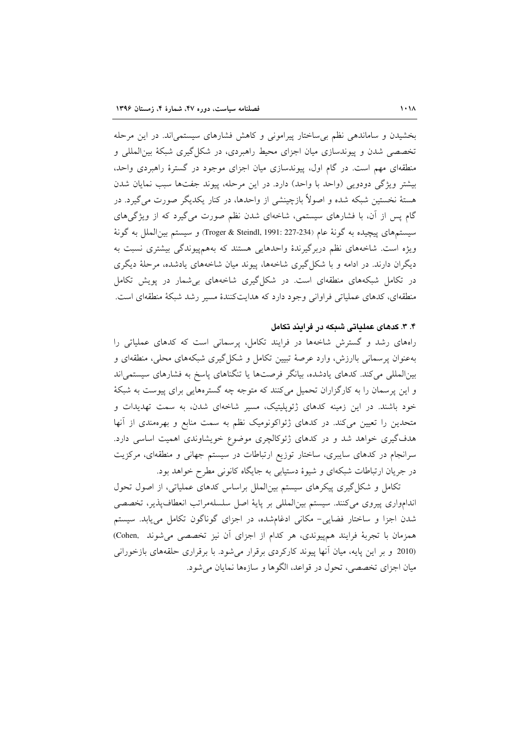بخشیدن و ساماندهی نظم بی‌ساختار پیرامونی و کاهش فشارهای سیستمی‌اند. در این مرحله تخصصی شدن و پیوندسازی میان اجزای محیط راهبردی، در شکل‌گیری شبکهٔ بین‌المللی و منطقه‌ای مهم است. در گام اول، پیوندسازی میان اجزای موجود در گسترهٔ راهبردی واحد، بیشتر ویژگی دودویی (واحد با واحد) دارد. در این مرحله، پیوند جفت‌ها سبب نمایان شدن هستهٔ نخستین شبکه شده و اصولاً بازچینشی از واحدها، در کنار یکدیگر صورت می‌گیرد. در گام پس از آن، با فشارهای سیستمی، شاخه‌ای شدن نظم صورت می‌گیرد که از ویژگی‌های سیستم‌های پیچیده به گونهٔ عام (Troger & Steindl, 1991: 227-234) و سیستم بین‌الملل به گونهٔ ویژه است. شاخه‌های نظم دربرگیرندهٔ واحدهایی هستند که به‌هم‌پیوندگی بیشتری نسبت به دیگران دارند. در ادامه و با شکل‌گیری شاخه‌ها، پیوند میان شاخه‌های یادشده، مرحلهٔ دیگری در تکامل شبکه‌های منطقه‌ای است. در شکل‌گیری شاخه‌های بی‌شمار در پویش تکامل منطقه‌ای، کدهای عملیاتی فراوانی وجود دارد که هدایت‌کنندهٔ مسیر رشد شبکهٔ منطقه‌ای است.

### ۴. ۳. کدهای عملیاتی شبکه در فرایند تکامل

راه‌های رشد و گسترش شاخه‌ها در فرایند تکامل، پرسمانی است که کدهای عملیاتی را به‌عنوان پرسمانی باارزش، وارد عرصهٔ تبیین تکامل و شکل‌گیری شبکه‌های محلی، منطقه‌ای و بین‌المللی می‌کند. کدهای یادشده، بیانگر فرصت‌ها یا تنگناهای پاسخ به فشارهای سیستمی‌اند و این پرسمان را به کارگزاران تحمیل می‌کنند که متوجه چه گستره‌هایی برای پیوست به شبکهٔ خود باشند. در این زمینه کدهای ژئوپلیتیک، مسیر شاخه‌ای شدن، به سمت تهدیدات و متحدین را تعیین می‌کند. در کدهای ژئواکونومیک نظم به سمت منابع و بهره‌مندی از آنها هدف‌گیری خواهد شد و در کدهای ژئوکالچری موضوع خویشاوندی اهمیت اساسی دارد. سرانجام در کدهای سایبری، ساختار توزیع ارتباطات در سیستم جهانی و منطقه‌ای، مرکزیت در جریان ارتباطات شبکه‌ای و شیوهٔ دستیابی به جایگاه کانونی مطرح خواهد بود.

تکامل و شکل‌گیری پیکرهای سیستم بین‌الملل براساس کدهای عملیاتی، از اصول تحول اندام‌واری پیروی می‌کنند. سیستم بین‌المللی بر پایهٔ اصل سلسله‌مراتب انعطاف‌پذیر، تخصصی شدن اجزا و ساختار فضایی- مکانی ادغام‌شده، در اجزای گوناگون تکامل می‌یابد. سیستم همزمان با تجربهٔ فرایند هم‌پیوندی، هر کدام از اجزای آن نیز تخصصی می‌شوند (Cohen, 2010) و بر این پایه، میان آنها پیوند کارکردی برقرار می‌شود. با برقراری حلقه‌های بازخورانی میان اجزای تخصصی، تحول در قواعد، الگوها و سازه‌ها نمایان می‌شود.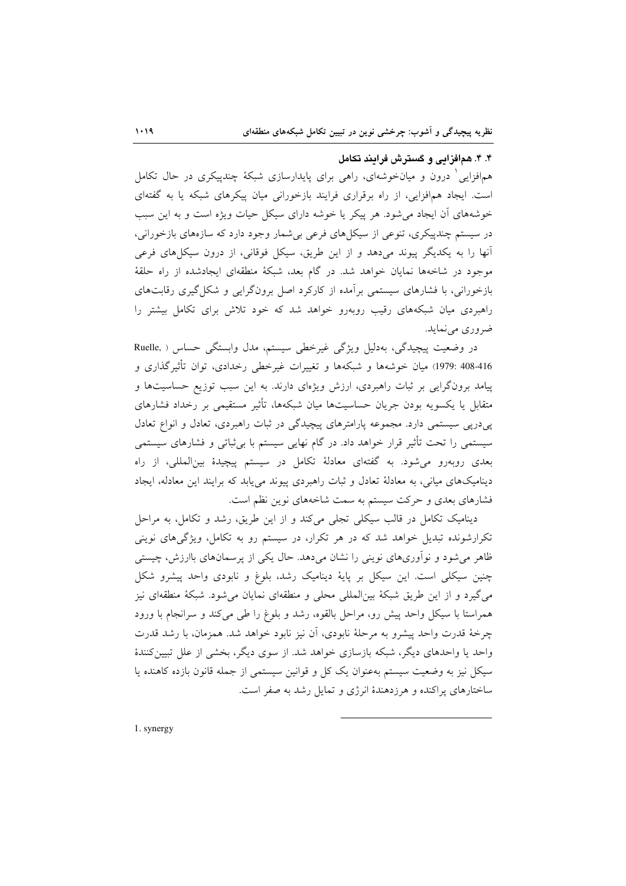### ۴. ۴. هم‌افزایی و گسترش فرایند تکامل

هم‌افزایی[1] درون و میان‌خوشه‌ای، راهی برای پایدارسازی شبکهٔ چندپیکری در حال تکامل است. ایجاد هم‌افزایی، از راه برقراری فرایند بازخورانی میان پیکرهای شبکه یا به گفته‌ای خوشه‌های آن ایجاد می‌شود. هر پیکر یا خوشه دارای سیکل حیات ویژه است و به این سبب در سیستم چندپیکری، تنوعی از سیکل‌های فرعی بی‌شمار وجود دارد که سازه‌های بازخورانی، آنها را به یکدیگر پیوند می‌دهد و از این طریق، سیکل فوقانی، از درون سیکل‌های فرعی موجود در شاخه‌ها نمایان خواهد شد. در گام بعد، شبکهٔ منطقه‌ای ایجادشده از راه حلقهٔ بازخورانی، با فشارهای سیستمی برآمده از کارکرد اصل برون‌گرایی و شکل‌گیری رقابت‌های راهبردی میان شبکه‌های رقیب روبه‌رو خواهد شد که خود تلاش برای تکامل بیشتر را ضروری می‌نماید.

در وضعیت پیچیدگی، به‌دلیل ویژگی غیرخطی سیستم، مدل وابستگی حساس (Ruelle, 1979: 408-416) میان خوشه‌ها و شبکه‌ها و تغییرات غیرخطی رخدادی، توان تأثیرگذاری و پیامد برون‌گرایی بر ثبات راهبردی، ارزش ویژه‌ای دارند. به این سبب توزیع حساسیت‌ها و متقابل یا یکسویه بودن جریان حساسیت‌ها میان شبکه‌ها، تأثیر مستقیمی بر رخداد فشارهای پی‌درپی سیستمی دارد. مجموعه پارامترهای پیچیدگی در ثبات راهبردی، تعادل و انواع تعادل سیستمی را تحت تأثیر قرار خواهد داد. در گام نهایی سیستم با بی‌ثباتی و فشارهای سیستمی بعدی روبه‌رو می‌شود. به گفته‌ای معادلهٔ تکامل در سیستم پیچیدهٔ بین‌المللی، از راه دینامیک‌های میانی، به معادلهٔ تعادل و ثبات راهبردی پیوند می‌یابد که برایند این معادله، ایجاد فشارهای بعدی و حرکت سیستم به سمت شاخه‌های نوین نظم است.

دینامیک تکامل در قالب سیکلی تجلی می‌کند و از این طریق، رشد و تکامل، به مراحل تکرارشونده تبدیل خواهد شد که در هر تکرار، در سیستم رو به تکامل، ویژگی‌های نوینی ظاهر می‌شود و نوآوری‌های نوینی را نشان می‌دهد. حال یکی از پرسمان‌های باارزش، چیستی چنین سیکلی است. این سیکل بر پایهٔ دینامیک رشد، بلوغ و نابودی واحد پیشرو شکل می‌گیرد و از این طریق شبکهٔ بین‌المللی محلی و منطقه‌ای نمایان می‌شود. شبکهٔ منطقه‌ای نیز همراستا با سیکل واحد پیش رو، مراحل بالقوه، رشد و بلوغ را طی می‌کند و سرانجام با ورود چرخهٔ قدرت واحد پیشرو به مرحلهٔ نابودی، آن نیز نابود خواهد شد. همزمان، با رشد قدرت واحد یا واحدهای دیگر، شبکه بازسازی خواهد شد. از سوی دیگر، بخشی از علل تبیین‌کنندهٔ سیکل نیز به وضعیت سیستم به‌عنوان یک کل و قوانین سیستمی از جمله قانون بازده کاهنده یا ساختارهای پراکنده و هرزدهندهٔ انرژی و تمایل رشد به صفر است.

---

1. synergy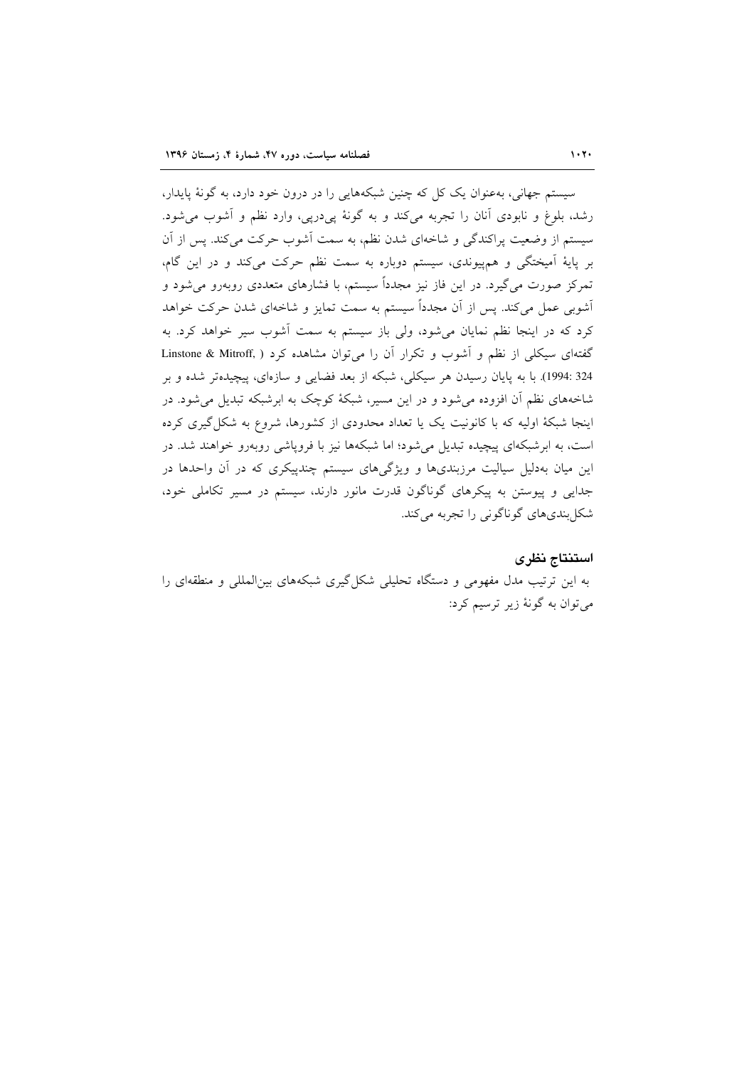سیستم جهانی، به‌عنوان یک کل که چنین شبکه‌هایی را در درون خود دارد، به گونهٔ پایدار، رشد، بلوغ و نابودی آنان را تجربه می‌کند و به گونهٔ پی‌درپی، وارد نظم و آشوب می‌شود. سیستم از وضعیت پراکندگی و شاخه‌ای شدن نظم، به سمت آشوب حرکت می‌کند. پس از آن بر پایهٔ آمیختگی و هم‌پیوندی، سیستم دوباره به سمت نظم حرکت می‌کند و در این گام، تمرکز صورت می‌گیرد. در این فاز نیز مجدداً سیستم، با فشارهای متعددی روبه‌رو می‌شود و آشوبی عمل می‌کند. پس از آن مجدداً سیستم به سمت تمایز و شاخه‌ای شدن حرکت خواهد کرد که در اینجا نظم نمایان می‌شود، ولی باز سیستم به سمت آشوب سیر خواهد کرد. به گفته‌ای سیکلی از نظم و آشوب و تکرار آن را می‌توان مشاهده کرد (Linstone & Mitroff, 1994: 324). با به پایان رسیدن هر سیکلی، شبکه از بعد فضایی و سازه‌ای، پیچیده‌تر شده و بر شاخه‌های نظم آن افزوده می‌شود و در این مسیر، شبکهٔ کوچک به ابرشبکه تبدیل می‌شود. در اینجا شبکهٔ اولیه که با کانونیت یک یا تعداد محدودی از کشورها، شروع به شکل‌گیری کرده است، به ابرشبکه‌ای پیچیده تبدیل می‌شود؛ اما شبکه‌ها نیز با فروپاشی روبه‌رو خواهند شد. در این میان به‌دلیل سیالیت مرزبندی‌ها و ویژگی‌های سیستم چندپیکری که در آن واحدها در جدایی و پیوستن به پیکرهای گوناگون قدرت مانور دارند، سیستم در مسیر تکاملی خود، شکل‌بندی‌های گوناگونی را تجربه می‌کند.

## استنتاج نظری

به این ترتیب مدل مفهومی و دستگاه تحلیلی شکل‌گیری شبکه‌های بین‌المللی و منطقه‌ای را می‌توان به گونهٔ زیر ترسیم کرد: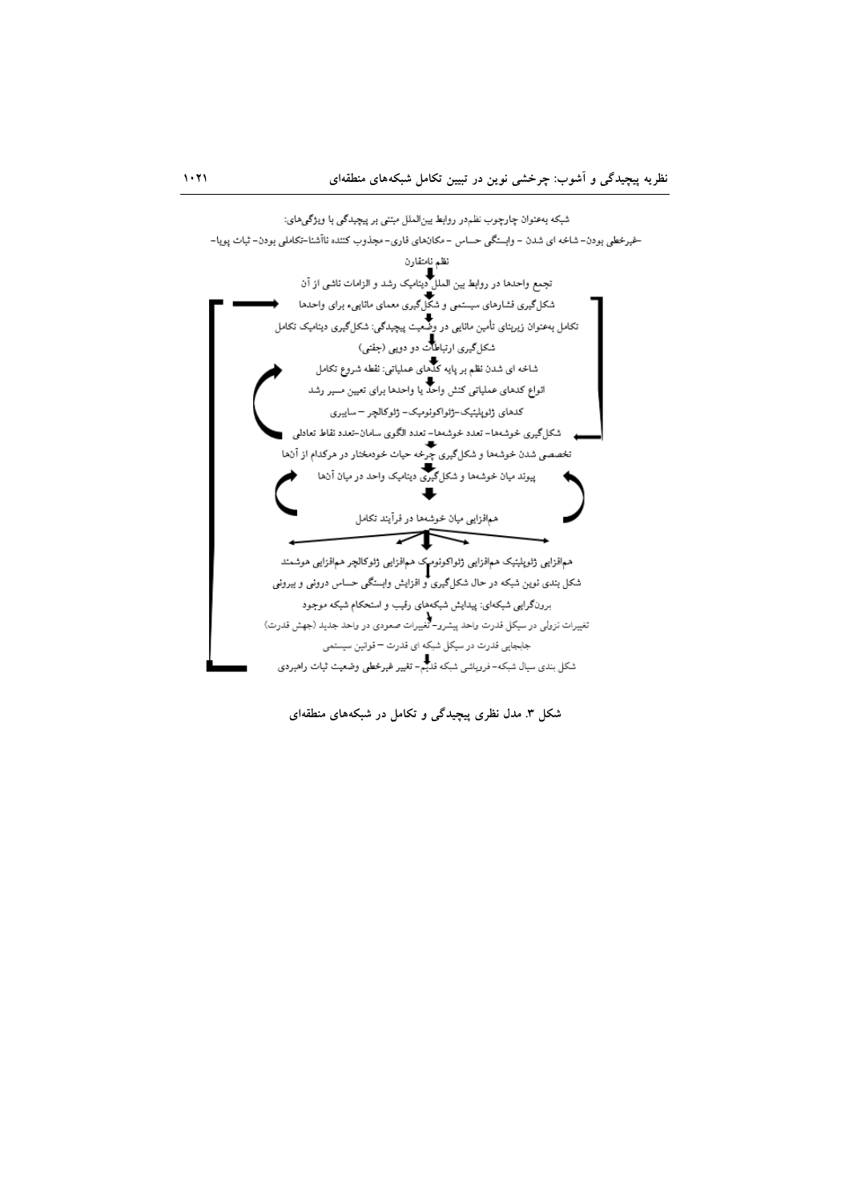شبکه به‌عنوان چارچوب نظم‌در روابط بین‌الملل مبتنی بر پیچیدگی با ویژگی‌های:

-غیرخطی بودن- شاخه ای شدن – وابستگی حساس – مکان‌های فازی- مجذوب کننده ناآشنا-تکاملی بودن- ثبات پویا-

نظم نامتقارن

↓

تجمع واحدها در روابط بین الملل دینامیک رشد و الزامات ناشی از آن

↓

شکل‌گیری فشارهای سیستمی و شکل‌گیری معمای مانایی برای واحدها

↓

تکامل به‌عنوان زیربنای تأمین مانایی در وضعیت پیچیدگی: شکل‌گیری دینامیک تکامل

↓

شکل‌گیری ارتباطات دو دویی (جفتی)

↓

شاخه ای شدن نظم بر پایه کدهای عملیاتی: نقطه شروع تکامل

↓

انواع کدهای عملیاتی کنش واحد یا واحدها برای تعیین مسیر رشد

کدهای ژئوپلیتیک-ژئواکونومیک- ژئوکالچر – سایبری

شکل‌گیری خوشه‌ها- تعدد خوشه‌ها- تعدد الگوی سامان-تعدد نقاط تعادلی

↓

تخصصی شدن خوشه‌ها و شکل‌گیری چرخه حیات خودمختار در هرکدام از آن‌ها

↓

پیوند میان خوشه‌ها و شکل‌گیری دینامیک واحد در میان آن‌ها

↓

هم‌افزایی میان خوشه‌ها در فرآیند تکامل

↓

هم‌افزایی ژئوپلیتیک هم‌افزایی ژئواکونومیک هم‌افزایی ژئوکالچر هم‌افزایی هوشمند

شکل بندی نوین شبکه در حال شکل‌گیری و افزایش وابستگی حساس درونی و بیرونی

برون‌گرایی شبکه‌ای: پیدایش شبکه‌های رقیب و استحکام شبکه موجود

↓

تغییرات نزولی در سیکل قدرت واحد پیشرو- تغییرات صعودی در واحد جدید (جهش قدرت)

جابجایی قدرت در سیکل شبکه ای قدرت – قوانین سیستمی

↓

شکل بندی سیال شبکه- فروپاشی شبکه قدیم- تغییر غیرخطی وضعیت ثبات راهبردی

**شکل ۳. مدل نظری پیچیدگی و تکامل در شبکه‌های منطقه‌ای**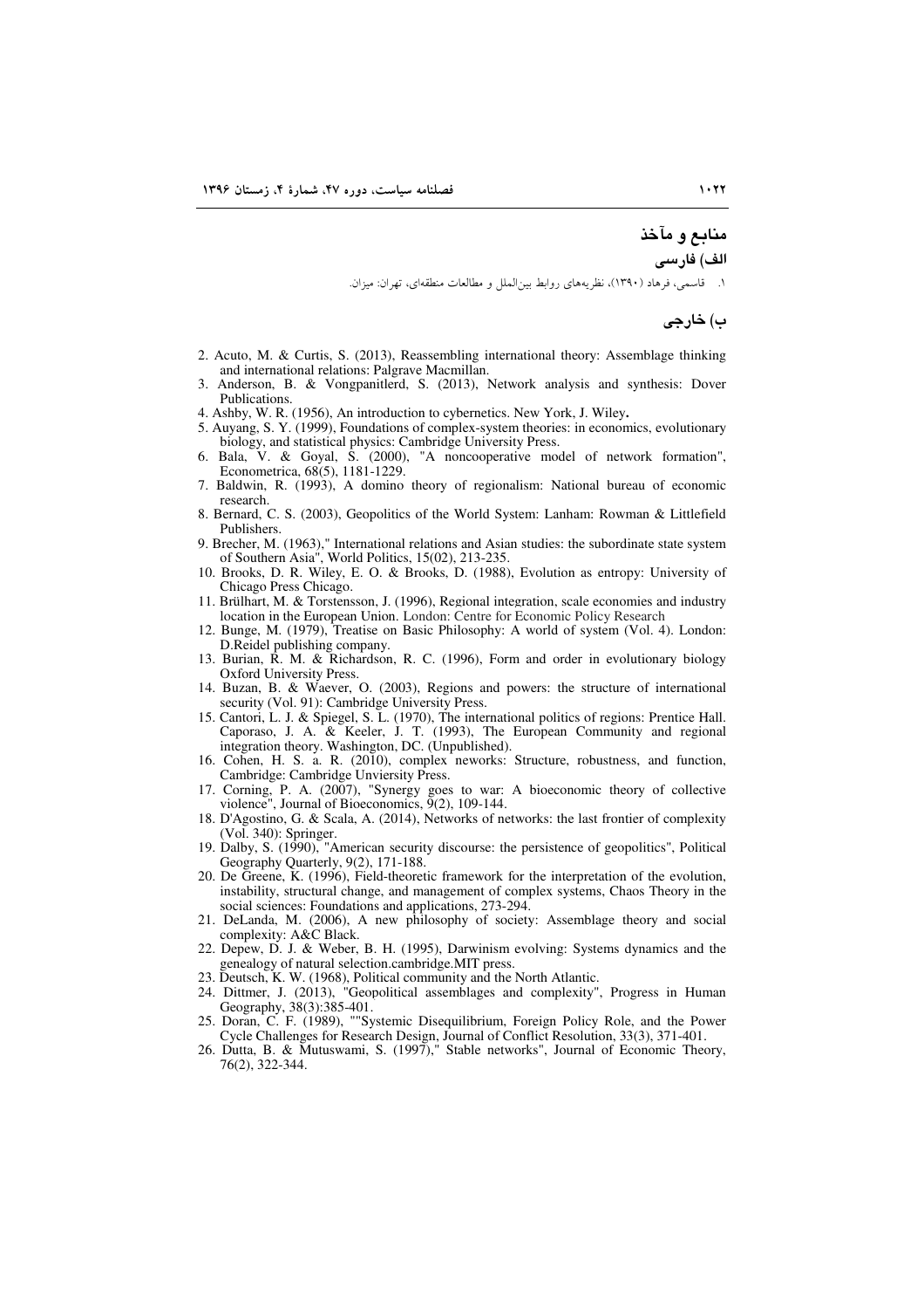## منابع و مآخذ

### الف) فارسی

۱. قاسمی، فرهاد (۱۳۹۰)، نظریه‌های روابط بین‌الملل و مطالعات منطقه‌ای، تهران: میزان.

### ب) خارجی

2. Acuto, M. & Curtis, S. (2013), Reassembling international theory: Assemblage thinking and international relations: Palgrave Macmillan.
3. Anderson, B. & Vongpanitlerd, S. (2013), Network analysis and synthesis: Dover Publications.
4. Ashby, W. R. (1956), An introduction to cybernetics. New York, J. Wiley.
5. Auyang, S. Y. (1999), Foundations of complex-system theories: in economics, evolutionary biology, and statistical physics: Cambridge University Press.
6. Bala, V. & Goyal, S. (2000), "A noncooperative model of network formation", Econometrica, 68(5), 1181-1229.
7. Baldwin, R. (1993), A domino theory of regionalism: National bureau of economic research.
8. Bernard, C. S. (2003), Geopolitics of the World System: Lanham: Rowman & Littlefield Publishers.
9. Brecher, M. (1963)," International relations and Asian studies: the subordinate state system of Southern Asia", World Politics, 15(02), 213-235.
10. Brooks, D. R. Wiley, E. O. & Brooks, D. (1988), Evolution as entropy: University of Chicago Press Chicago.
11. Brülhart, M. & Torstensson, J. (1996), Regional integration, scale economies and industry location in the European Union. London: Centre for Economic Policy Research
12. Bunge, M. (1979), Treatise on Basic Philosophy: A world of system (Vol. 4). London: D.Reidel publishing company.
13. Burian, R. M. & Richardson, R. C. (1996), Form and order in evolutionary biology Oxford University Press.
14. Buzan, B. & Waever, O. (2003), Regions and powers: the structure of international security (Vol. 91): Cambridge University Press.
15. Cantori, L. J. & Spiegel, S. L. (1970), The international politics of regions: Prentice Hall. Caporaso, J. A. & Keeler, J. T. (1993), The European Community and regional integration theory. Washington, DC. (Unpublished).
16. Cohen, H. S. a. R. (2010), complex neworks: Structure, robustness, and function, Cambridge: Cambridge Unviersity Press.
17. Corning, P. A. (2007), "Synergy goes to war: A bioeconomic theory of collective violence", Journal of Bioeconomics, 9(2), 109-144.
18. D'Agostino, G. & Scala, A. (2014), Networks of networks: the last frontier of complexity (Vol. 340): Springer.
19. Dalby, S. (1990), "American security discourse: the persistence of geopolitics", Political Geography Quarterly, 9(2), 171-188.
20. De Greene, K. (1996), Field-theoretic framework for the interpretation of the evolution, instability, structural change, and management of complex systems, Chaos Theory in the social sciences: Foundations and applications, 273-294.
21. DeLanda, M. (2006), A new philosophy of society: Assemblage theory and social complexity: A&C Black.
22. Depew, D. J. & Weber, B. H. (1995), Darwinism evolving: Systems dynamics and the genealogy of natural selection.cambridge.MIT press.
23. Deutsch, K. W. (1968), Political community and the North Atlantic.
24. Dittmer, J. (2013), "Geopolitical assemblages and complexity", Progress in Human Geography, 38(3):385-401.
25. Doran, C. F. (1989), ""Systemic Disequilibrium, Foreign Policy Role, and the Power Cycle Challenges for Research Design, Journal of Conflict Resolution, 33(3), 371-401.
26. Dutta, B. & Mutuswami, S. (1997)," Stable networks", Journal of Economic Theory, 76(2), 322-344.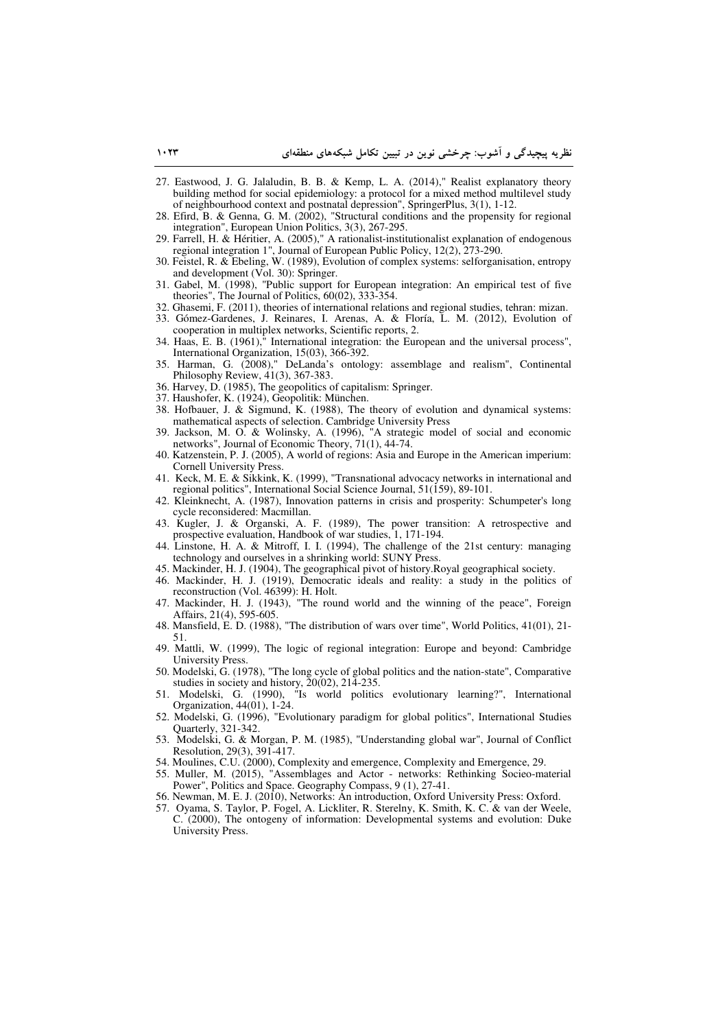27. Eastwood, J. G. Jalaludin, B. B. & Kemp, L. A. (2014)," Realist explanatory theory building method for social epidemiology: a protocol for a mixed method multilevel study of neighbourhood context and postnatal depression", SpringerPlus, 3(1), 1-12.
28. Efird, B. & Genna, G. M. (2002), "Structural conditions and the propensity for regional integration", European Union Politics, 3(3), 267-295.
29. Farrell, H. & Héritier, A. (2005)," A rationalist-institutionalist explanation of endogenous regional integration 1", Journal of European Public Policy, 12(2), 273-290.
30. Feistel, R. & Ebeling, W. (1989), Evolution of complex systems: selforganisation, entropy and development (Vol. 30): Springer.
31. Gabel, M. (1998), "Public support for European integration: An empirical test of five theories", The Journal of Politics, 60(02), 333-354.
32. Ghasemi, F. (2011), theories of international relations and regional studies, tehran: mizan.
33. Gómez-Gardenes, J. Reinares, I. Arenas, A. & Floría, L. M. (2012), Evolution of cooperation in multiplex networks, Scientific reports, 2.
34. Haas, E. B. (1961)," International integration: the European and the universal process", International Organization, 15(03), 366-392.
35. Harman, G. (2008)," DeLanda's ontology: assemblage and realism", Continental Philosophy Review, 41(3), 367-383.
36. Harvey, D. (1985), The geopolitics of capitalism: Springer.
37. Haushofer, K. (1924), Geopolitik: München.
38. Hofbauer, J. & Sigmund, K. (1988), The theory of evolution and dynamical systems: mathematical aspects of selection. Cambridge University Press
39. Jackson, M. O. & Wolinsky, A. (1996), "A strategic model of social and economic networks", Journal of Economic Theory, 71(1), 44-74.
40. Katzenstein, P. J. (2005), A world of regions: Asia and Europe in the American imperium: Cornell University Press.
41. Keck, M. E. & Sikkink, K. (1999), "Transnational advocacy networks in international and regional politics", International Social Science Journal, 51(159), 89-101.
42. Kleinknecht, A. (1987), Innovation patterns in crisis and prosperity: Schumpeter's long cycle reconsidered: Macmillan.
43. Kugler, J. & Organski, A. F. (1989), The power transition: A retrospective and prospective evaluation, Handbook of war studies, 1, 171-194.
44. Linstone, H. A. & Mitroff, I. I. (1994), The challenge of the 21st century: managing technology and ourselves in a shrinking world: SUNY Press.
45. Mackinder, H. J. (1904), The geographical pivot of history.Royal geographical society.
46. Mackinder, H. J. (1919), Democratic ideals and reality: a study in the politics of reconstruction (Vol. 46399): H. Holt.
47. Mackinder, H. J. (1943), "The round world and the winning of the peace", Foreign Affairs, 21(4), 595-605.
48. Mansfield, E. D. (1988), "The distribution of wars over time", World Politics, 41(01), 21-51.
49. Mattli, W. (1999), The logic of regional integration: Europe and beyond: Cambridge University Press.
50. Modelski, G. (1978), "The long cycle of global politics and the nation-state", Comparative studies in society and history, 20(02), 214-235.
51. Modelski, G. (1990), "Is world politics evolutionary learning?", International Organization, 44(01), 1-24.
52. Modelski, G. (1996), "Evolutionary paradigm for global politics", International Studies Quarterly, 321-342.
53. Modelski, G. & Morgan, P. M. (1985), "Understanding global war", Journal of Conflict Resolution, 29(3), 391-417.
54. Moulines, C.U. (2000), Complexity and emergence, Complexity and Emergence, 29.
55. Muller, M. (2015), "Assemblages and Actor - networks: Rethinking Socieo-material Power", Politics and Space. Geography Compass, 9 (1), 27-41.
56. Newman, M. E. J. (2010), Networks: An introduction, Oxford University Press: Oxford.
57. Oyama, S. Taylor, P. Fogel, A. Lickliter, R. Sterelny, K. Smith, K. C. & van der Weele, C. (2000), The ontogeny of information: Developmental systems and evolution: Duke University Press.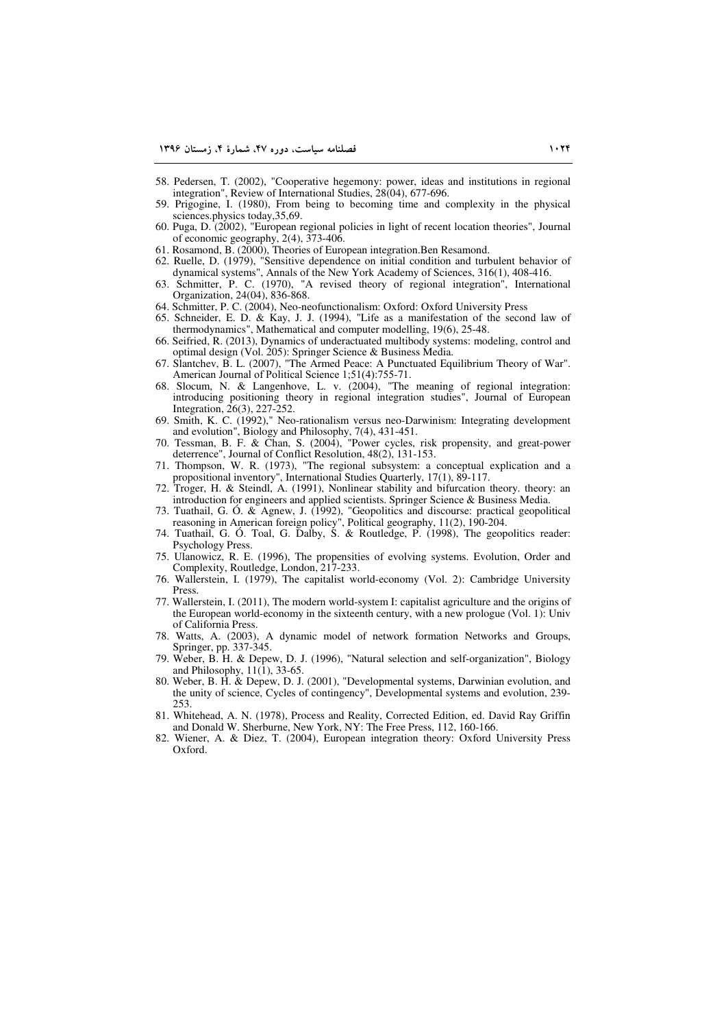58. Pedersen, T. (2002), "Cooperative hegemony: power, ideas and institutions in regional integration", Review of International Studies, 28(04), 677-696.
59. Prigogine, I. (1980), From being to becoming time and complexity in the physical sciences.physics today,35,69.
60. Puga, D. (2002), "European regional policies in light of recent location theories", Journal of economic geography, 2(4), 373-406.
61. Rosamond, B. (2000), Theories of European integration.Ben Resamond.
62. Ruelle, D. (1979), "Sensitive dependence on initial condition and turbulent behavior of dynamical systems", Annals of the New York Academy of Sciences, 316(1), 408-416.
63. Schmitter, P. C. (1970), "A revised theory of regional integration", International Organization, 24(04), 836-868.
64. Schmitter, P. C. (2004), Neo-neofunctionalism: Oxford: Oxford University Press
65. Schneider, E. D. & Kay, J. J. (1994), "Life as a manifestation of the second law of thermodynamics", Mathematical and computer modelling, 19(6), 25-48.
66. Seifried, R. (2013), Dynamics of underactuated multibody systems: modeling, control and optimal design (Vol. 205): Springer Science & Business Media.
67. Slantchev, B. L. (2007), "The Armed Peace: A Punctuated Equilibrium Theory of War". American Journal of Political Science 1;51(4):755-71.
68. Slocum, N. & Langenhove, L. v. (2004), "The meaning of regional integration: introducing positioning theory in regional integration studies", Journal of European Integration, 26(3), 227-252.
69. Smith, K. C. (1992)," Neo-rationalism versus neo-Darwinism: Integrating development and evolution", Biology and Philosophy, 7(4), 431-451.
70. Tessman, B. F. & Chan, S. (2004), "Power cycles, risk propensity, and great-power deterrence", Journal of Conflict Resolution, 48(2), 131-153.
71. Thompson, W. R. (1973), "The regional subsystem: a conceptual explication and a propositional inventory", International Studies Quarterly, 17(1), 89-117.
72. Troger, H. & Steindl, A. (1991), Nonlinear stability and bifurcation theory. theory: an introduction for engineers and applied scientists. Springer Science & Business Media.
73. Tuathail, G. Ó. & Agnew, J. (1992), "Geopolitics and discourse: practical geopolitical reasoning in American foreign policy", Political geography, 11(2), 190-204.
74. Tuathail, G. Ó. Toal, G. Dalby, S. & Routledge, P. (1998), The geopolitics reader: Psychology Press.
75. Ulanowicz, R. E. (1996), The propensities of evolving systems. Evolution, Order and Complexity, Routledge, London, 217-233.
76. Wallerstein, I. (1979), The capitalist world-economy (Vol. 2): Cambridge University Press.
77. Wallerstein, I. (2011), The modern world-system I: capitalist agriculture and the origins of the European world-economy in the sixteenth century, with a new prologue (Vol. 1): Univ of California Press.
78. Watts, A. (2003), A dynamic model of network formation Networks and Groups, Springer, pp. 337-345.
79. Weber, B. H. & Depew, D. J. (1996), "Natural selection and self-organization", Biology and Philosophy, 11(1), 33-65.
80. Weber, B. H. & Depew, D. J. (2001), "Developmental systems, Darwinian evolution, and the unity of science, Cycles of contingency", Developmental systems and evolution, 239-253.
81. Whitehead, A. N. (1978), Process and Reality, Corrected Edition, ed. David Ray Griffin and Donald W. Sherburne, New York, NY: The Free Press, 112, 160-166.
82. Wiener, A. & Diez, T. (2004), European integration theory: Oxford University Press Oxford.